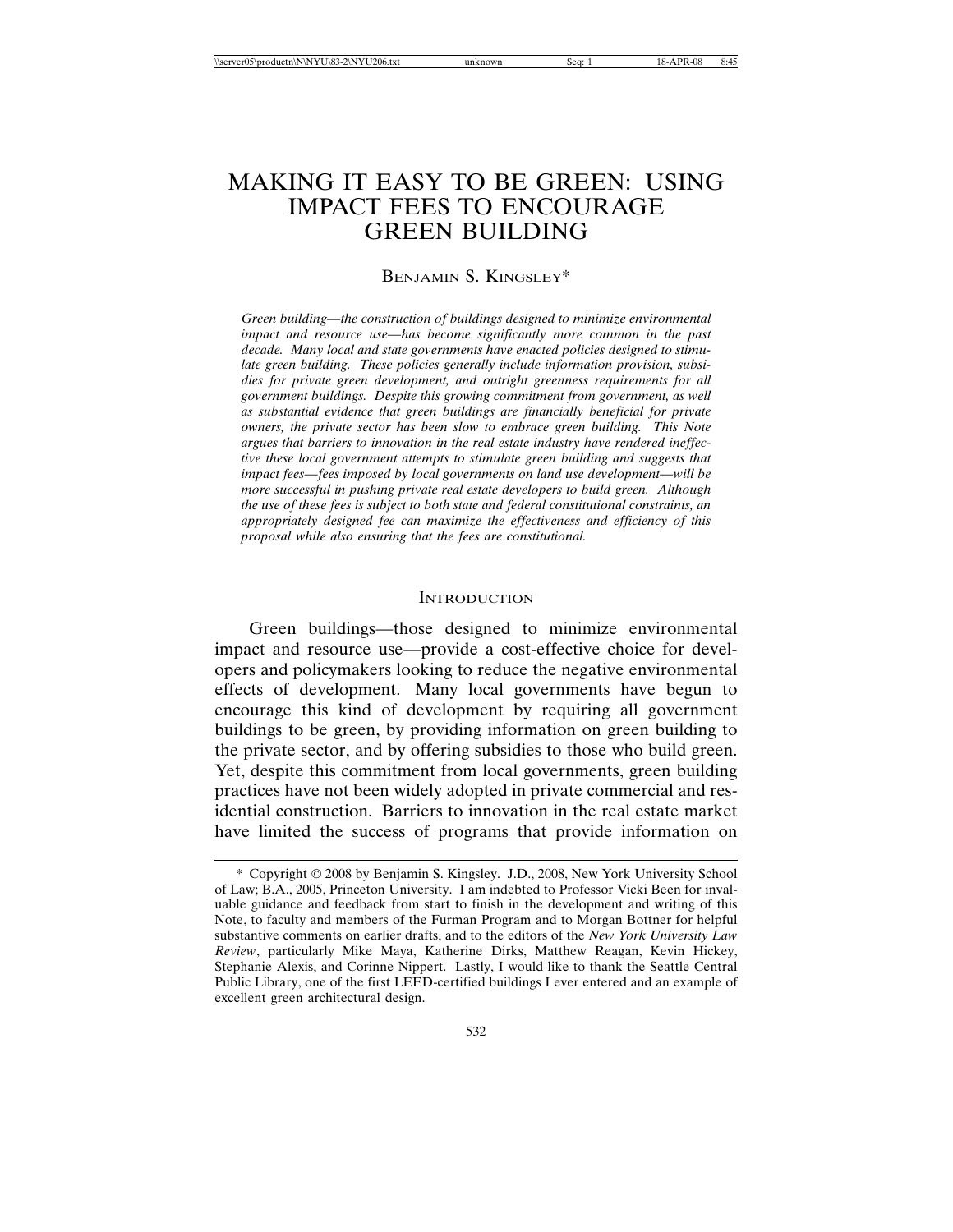# MAKING IT EASY TO BE GREEN: USING IMPACT FEES TO ENCOURAGE GREEN BUILDING

BENJAMIN S. KINGSLEY*

*Green building—the construction of buildings designed to minimize environmental impact and resource use—has become significantly more common in the past decade. Many local and state governments have enacted policies designed to stimulate green building. These policies generally include information provision, subsidies for private green development, and outright greenness requirements for all government buildings. Despite this growing commitment from government, as well as substantial evidence that green buildings are financially beneficial for private owners, the private sector has been slow to embrace green building. This Note argues that barriers to innovation in the real estate industry have rendered ineffective these local government attempts to stimulate green building and suggests that impact fees—fees imposed by local governments on land use development—will be more successful in pushing private real estate developers to build green. Although the use of these fees is subject to both state and federal constitutional constraints, an appropriately designed fee can maximize the effectiveness and efficiency of this proposal while also ensuring that the fees are constitutional.*

## INTRODUCTION

Green buildings—those designed to minimize environmental impact and resource use—provide a cost-effective choice for developers and policymakers looking to reduce the negative environmental effects of development. Many local governments have begun to encourage this kind of development by requiring all government buildings to be green, by providing information on green building to the private sector, and by offering subsidies to those who build green. Yet, despite this commitment from local governments, green building practices have not been widely adopted in private commercial and residential construction. Barriers to innovation in the real estate market have limited the success of programs that provide information on

* Copyright © 2008 by Benjamin S. Kingsley. J.D., 2008, New York University School of Law; B.A., 2005, Princeton University. I am indebted to Professor Vicki Been for invaluable guidance and feedback from start to finish in the development and writing of this Note, to faculty and members of the Furman Program and to Morgan Bottner for helpful substantive comments on earlier drafts, and to the editors of the *New York University Law Review*, particularly Mike Maya, Katherine Dirks, Matthew Reagan, Kevin Hickey, Stephanie Alexis, and Corinne Nippert. Lastly, I would like to thank the Seattle Central Public Library, one of the first LEED-certified buildings I ever entered and an example of excellent green architectural design.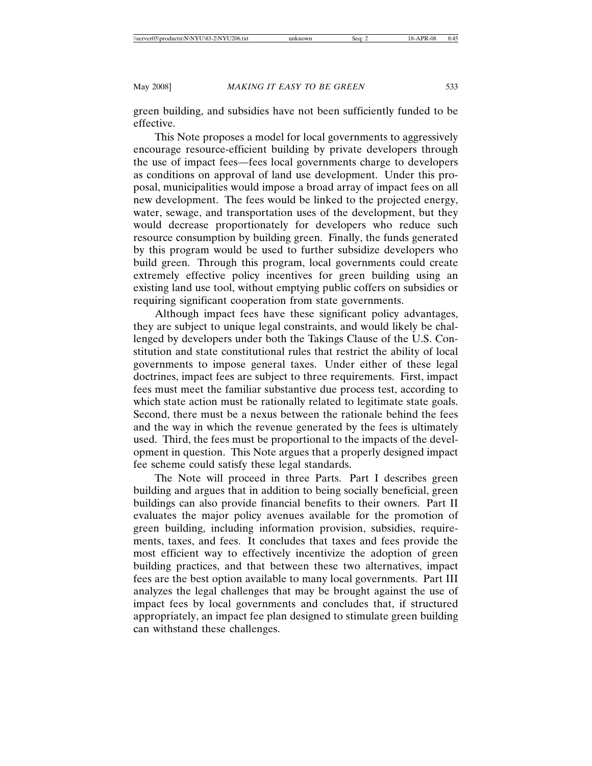green building, and subsidies have not been sufficiently funded to be effective.

This Note proposes a model for local governments to aggressively encourage resource-efficient building by private developers through the use of impact fees—fees local governments charge to developers as conditions on approval of land use development. Under this proposal, municipalities would impose a broad array of impact fees on all new development. The fees would be linked to the projected energy, water, sewage, and transportation uses of the development, but they would decrease proportionately for developers who reduce such resource consumption by building green. Finally, the funds generated by this program would be used to further subsidize developers who build green. Through this program, local governments could create extremely effective policy incentives for green building using an existing land use tool, without emptying public coffers on subsidies or requiring significant cooperation from state governments.

Although impact fees have these significant policy advantages, they are subject to unique legal constraints, and would likely be challenged by developers under both the Takings Clause of the U.S. Constitution and state constitutional rules that restrict the ability of local governments to impose general taxes. Under either of these legal doctrines, impact fees are subject to three requirements. First, impact fees must meet the familiar substantive due process test, according to which state action must be rationally related to legitimate state goals. Second, there must be a nexus between the rationale behind the fees and the way in which the revenue generated by the fees is ultimately used. Third, the fees must be proportional to the impacts of the development in question. This Note argues that a properly designed impact fee scheme could satisfy these legal standards.

The Note will proceed in three Parts. Part I describes green building and argues that in addition to being socially beneficial, green buildings can also provide financial benefits to their owners. Part II evaluates the major policy avenues available for the promotion of green building, including information provision, subsidies, requirements, taxes, and fees. It concludes that taxes and fees provide the most efficient way to effectively incentivize the adoption of green building practices, and that between these two alternatives, impact fees are the best option available to many local governments. Part III analyzes the legal challenges that may be brought against the use of impact fees by local governments and concludes that, if structured appropriately, an impact fee plan designed to stimulate green building can withstand these challenges.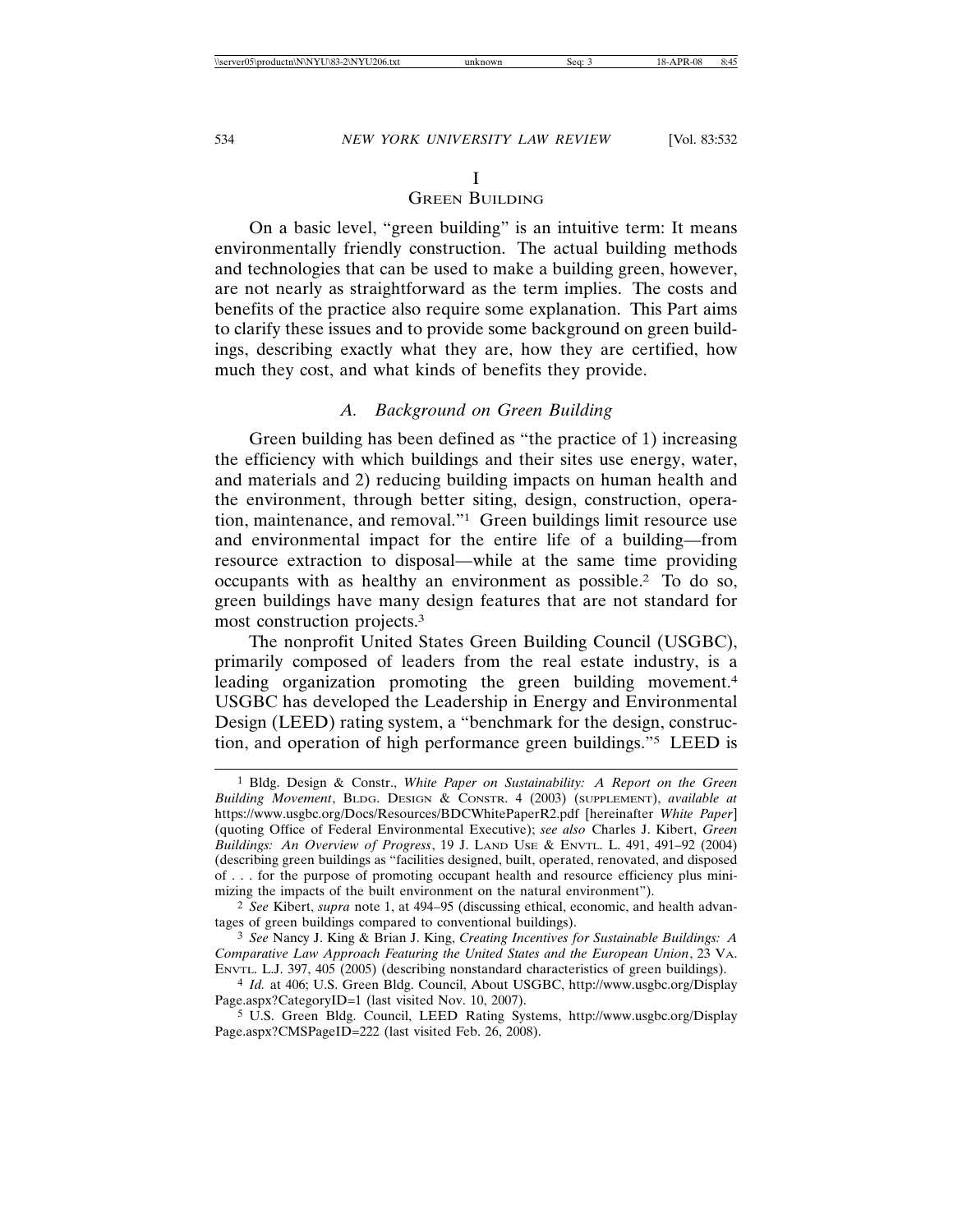# I
# Green Building

On a basic level, "green building" is an intuitive term: It means environmentally friendly construction. The actual building methods and technologies that can be used to make a building green, however, are not nearly as straightforward as the term implies. The costs and benefits of the practice also require some explanation. This Part aims to clarify these issues and to provide some background on green buildings, describing exactly what they are, how they are certified, how much they cost, and what kinds of benefits they provide.

## *A. Background on Green Building*

Green building has been defined as "the practice of 1) increasing the efficiency with which buildings and their sites use energy, water, and materials and 2) reducing building impacts on human health and the environment, through better siting, design, construction, operation, maintenance, and removal."[1] Green buildings limit resource use and environmental impact for the entire life of a building—from resource extraction to disposal—while at the same time providing occupants with as healthy an environment as possible.[2] To do so, green buildings have many design features that are not standard for most construction projects.[3]

The nonprofit United States Green Building Council (USGBC), primarily composed of leaders from the real estate industry, is a leading organization promoting the green building movement.[4] USGBC has developed the Leadership in Energy and Environmental Design (LEED) rating system, a "benchmark for the design, construction, and operation of high performance green buildings."[5] LEED is

---

[1] Bldg. Design & Constr., *White Paper on Sustainability: A Report on the Green Building Movement*, Bldg. Design & Constr. 4 (2003) (supplement), *available at* https://www.usgbc.org/Docs/Resources/BDCWhitePaperR2.pdf [hereinafter *White Paper*] (quoting Office of Federal Environmental Executive); *see also* Charles J. Kibert, *Green Buildings: An Overview of Progress*, 19 J. Land Use & Envtl. L. 491, 491–92 (2004) (describing green buildings as "facilities designed, built, operated, renovated, and disposed of . . . for the purpose of promoting occupant health and resource efficiency plus minimizing the impacts of the built environment on the natural environment").

[2] *See* Kibert, *supra* note 1, at 494–95 (discussing ethical, economic, and health advantages of green buildings compared to conventional buildings).

[3] *See* Nancy J. King & Brian J. King, *Creating Incentives for Sustainable Buildings: A Comparative Law Approach Featuring the United States and the European Union*, 23 Va. Envtl. L.J. 397, 405 (2005) (describing nonstandard characteristics of green buildings).

[4] *Id.* at 406; U.S. Green Bldg. Council, About USGBC, http://www.usgbc.org/DisplayPage.aspx?CategoryID=1 (last visited Nov. 10, 2007).

[5] U.S. Green Bldg. Council, LEED Rating Systems, http://www.usgbc.org/DisplayPage.aspx?CMSPageID=222 (last visited Feb. 26, 2008).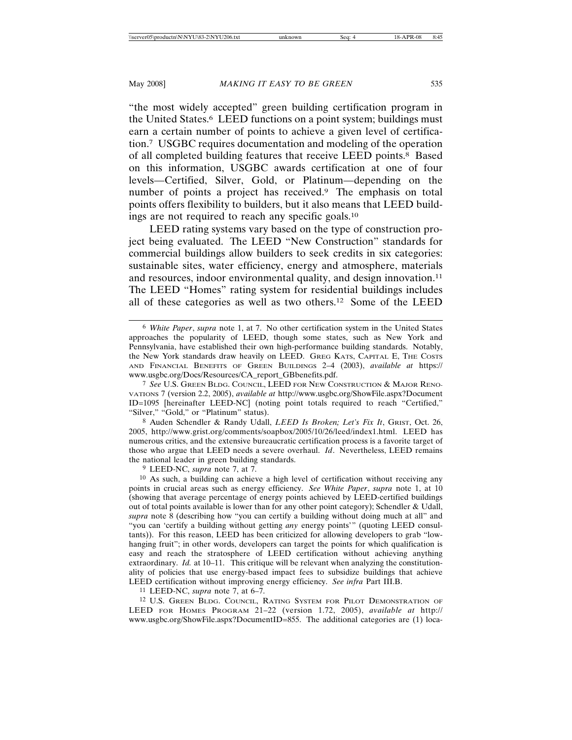"the most widely accepted" green building certification program in the United States.[6] LEED functions on a point system; buildings must earn a certain number of points to achieve a given level of certification.[7] USGBC requires documentation and modeling of the operation of all completed building features that receive LEED points.[8] Based on this information, USGBC awards certification at one of four levels—Certified, Silver, Gold, or Platinum—depending on the number of points a project has received.[9] The emphasis on total points offers flexibility to builders, but it also means that LEED buildings are not required to reach any specific goals.[10]

LEED rating systems vary based on the type of construction project being evaluated. The LEED "New Construction" standards for commercial buildings allow builders to seek credits in six categories: sustainable sites, water efficiency, energy and atmosphere, materials and resources, indoor environmental quality, and design innovation.[11] The LEED "Homes" rating system for residential buildings includes all of these categories as well as two others.[12] Some of the LEED

---

[6] *White Paper*, *supra* note 1, at 7. No other certification system in the United States approaches the popularity of LEED, though some states, such as New York and Pennsylvania, have established their own high-performance building standards. Notably, the New York standards draw heavily on LEED. GREG KATS, CAPITAL E, THE COSTS AND FINANCIAL BENEFITS OF GREEN BUILDINGS 2–4 (2003), *available at* https://www.usgbc.org/Docs/Resources/CA_report_GBbenefits.pdf.

[7] *See* U.S. GREEN BLDG. COUNCIL, LEED FOR NEW CONSTRUCTION & MAJOR RENOVATIONS 7 (version 2.2, 2005), *available at* http://www.usgbc.org/ShowFile.aspx?DocumentID=1095 [hereinafter LEED-NC] (noting point totals required to reach "Certified," "Silver," "Gold," or "Platinum" status).

[8] Auden Schendler & Randy Udall, *LEED Is Broken; Let's Fix It*, GRIST, Oct. 26, 2005, http://www.grist.org/comments/soapbox/2005/10/26/leed/index1.html. LEED has numerous critics, and the extensive bureaucratic certification process is a favorite target of those who argue that LEED needs a severe overhaul. *Id*. Nevertheless, LEED remains the national leader in green building standards.

[9] LEED-NC, *supra* note 7, at 7.

[10] As such, a building can achieve a high level of certification without receiving any points in crucial areas such as energy efficiency. *See White Paper*, *supra* note 1, at 10 (showing that average percentage of energy points achieved by LEED-certified buildings out of total points available is lower than for any other point category); Schendler & Udall, *supra* note 8 (describing how "you can certify a building without doing much at all" and "you can 'certify a building without getting *any* energy points'" (quoting LEED consultants)). For this reason, LEED has been criticized for allowing developers to grab "low-hanging fruit"; in other words, developers can target the points for which qualification is easy and reach the stratosphere of LEED certification without achieving anything extraordinary. *Id.* at 10–11. This critique will be relevant when analyzing the constitutionality of policies that use energy-based impact fees to subsidize buildings that achieve LEED certification without improving energy efficiency. *See infra* Part III.B.

[11] LEED-NC, *supra* note 7, at 6–7.

[12] U.S. GREEN BLDG. COUNCIL, RATING SYSTEM FOR PILOT DEMONSTRATION OF LEED FOR HOMES PROGRAM 21–22 (version 1.72, 2005), *available at* http://www.usgbc.org/ShowFile.aspx?DocumentID=855. The additional categories are (1) loca-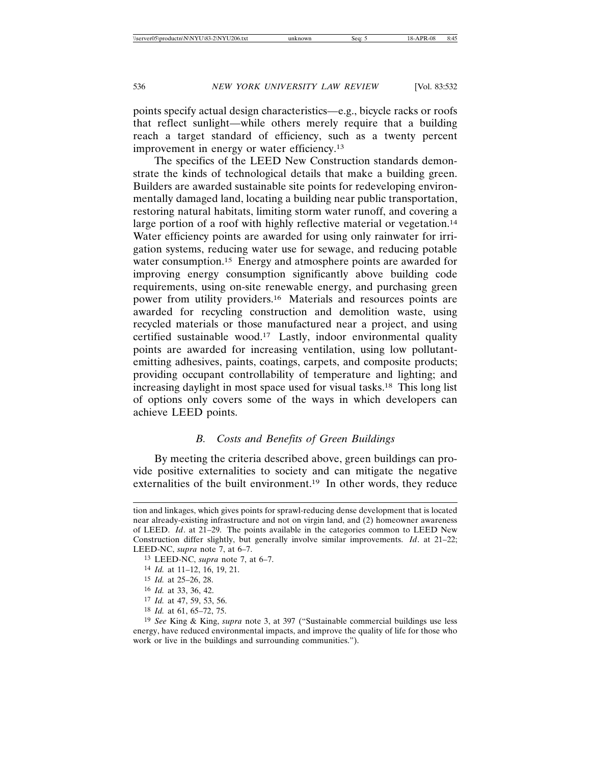points specify actual design characteristics—e.g., bicycle racks or roofs that reflect sunlight—while others merely require that a building reach a target standard of efficiency, such as a twenty percent improvement in energy or water efficiency.[13]

The specifics of the LEED New Construction standards demonstrate the kinds of technological details that make a building green. Builders are awarded sustainable site points for redeveloping environmentally damaged land, locating a building near public transportation, restoring natural habitats, limiting storm water runoff, and covering a large portion of a roof with highly reflective material or vegetation.[14] Water efficiency points are awarded for using only rainwater for irrigation systems, reducing water use for sewage, and reducing potable water consumption.[15] Energy and atmosphere points are awarded for improving energy consumption significantly above building code requirements, using on-site renewable energy, and purchasing green power from utility providers.[16] Materials and resources points are awarded for recycling construction and demolition waste, using recycled materials or those manufactured near a project, and using certified sustainable wood.[17] Lastly, indoor environmental quality points are awarded for increasing ventilation, using low pollutant-emitting adhesives, paints, coatings, carpets, and composite products; providing occupant controllability of temperature and lighting; and increasing daylight in most space used for visual tasks.[18] This long list of options only covers some of the ways in which developers can achieve LEED points.

### *B. Costs and Benefits of Green Buildings*

By meeting the criteria described above, green buildings can provide positive externalities to society and can mitigate the negative externalities of the built environment.[19] In other words, they reduce

---

tion and linkages, which gives points for sprawl-reducing dense development that is located near already-existing infrastructure and not on virgin land, and (2) homeowner awareness of LEED. *Id*. at 21–29. The points available in the categories common to LEED New Construction differ slightly, but generally involve similar improvements. *Id*. at 21–22; LEED-NC, *supra* note 7, at 6–7.

[13] LEED-NC, *supra* note 7, at 6–7.

[14] *Id.* at 11–12, 16, 19, 21.

[15] *Id.* at 25–26, 28.

[16] *Id.* at 33, 36, 42.

[17] *Id.* at 47, 59, 53, 56.

[18] *Id.* at 61, 65–72, 75.

[19] *See* King & King, *supra* note 3, at 397 ("Sustainable commercial buildings use less energy, have reduced environmental impacts, and improve the quality of life for those who work or live in the buildings and surrounding communities.").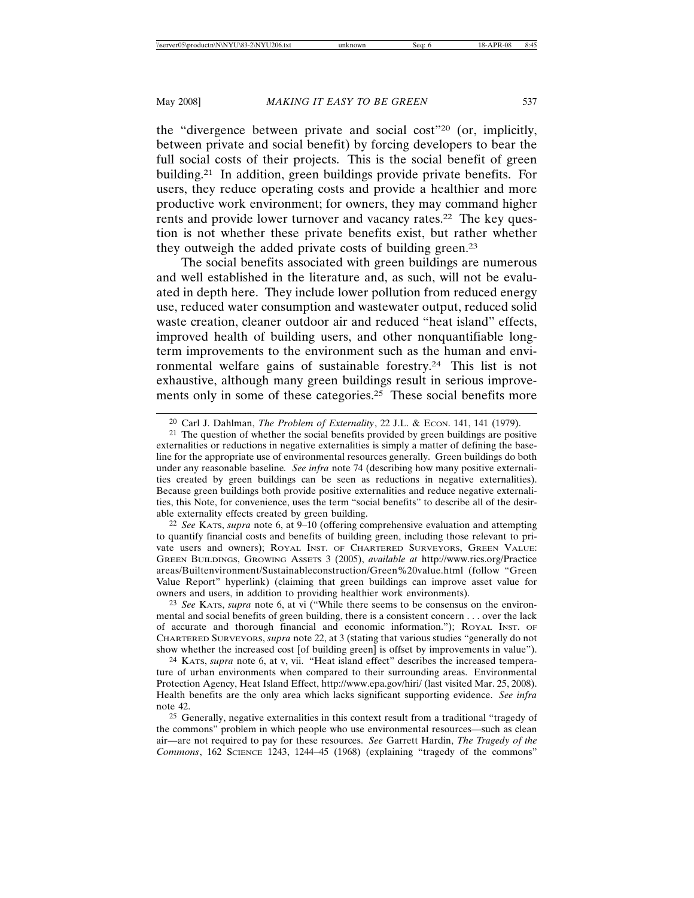the "divergence between private and social cost"[20] (or, implicitly, between private and social benefit) by forcing developers to bear the full social costs of their projects. This is the social benefit of green building.[21] In addition, green buildings provide private benefits. For users, they reduce operating costs and provide a healthier and more productive work environment; for owners, they may command higher rents and provide lower turnover and vacancy rates.[22] The key question is not whether these private benefits exist, but rather whether they outweigh the added private costs of building green.[23]

The social benefits associated with green buildings are numerous and well established in the literature and, as such, will not be evaluated in depth here. They include lower pollution from reduced energy use, reduced water consumption and wastewater output, reduced solid waste creation, cleaner outdoor air and reduced "heat island" effects, improved health of building users, and other nonquantifiable long-term improvements to the environment such as the human and environmental welfare gains of sustainable forestry.[24] This list is not exhaustive, although many green buildings result in serious improvements only in some of these categories.[25] These social benefits more

---

[20] Carl J. Dahlman, *The Problem of Externality*, 22 J.L. & ECON. 141, 141 (1979).

[21] The question of whether the social benefits provided by green buildings are positive externalities or reductions in negative externalities is simply a matter of defining the baseline for the appropriate use of environmental resources generally. Green buildings do both under any reasonable baseline. *See infra* note 74 (describing how many positive externalities created by green buildings can be seen as reductions in negative externalities). Because green buildings both provide positive externalities and reduce negative externalities, this Note, for convenience, uses the term "social benefits" to describe all of the desirable externality effects created by green building.

[22] *See* KATS, *supra* note 6, at 9–10 (offering comprehensive evaluation and attempting to quantify financial costs and benefits of building green, including those relevant to private users and owners); ROYAL INST. OF CHARTERED SURVEYORS, GREEN VALUE: GREEN BUILDINGS, GROWING ASSETS 3 (2005), *available at* http://www.rics.org/Practiceareas/Builtenvironment/Sustainableconstruction/Green%20value.html (follow "Green Value Report" hyperlink) (claiming that green buildings can improve asset value for owners and users, in addition to providing healthier work environments).

[23] *See* KATS, *supra* note 6, at vi ("While there seems to be consensus on the environmental and social benefits of green building, there is a consistent concern . . . over the lack of accurate and thorough financial and economic information."); ROYAL INST. OF CHARTERED SURVEYORS, *supra* note 22, at 3 (stating that various studies "generally do not show whether the increased cost [of building green] is offset by improvements in value").

[24] KATS, *supra* note 6, at v, vii. "Heat island effect" describes the increased temperature of urban environments when compared to their surrounding areas. Environmental Protection Agency, Heat Island Effect, http://www.epa.gov/hiri/ (last visited Mar. 25, 2008). Health benefits are the only area which lacks significant supporting evidence. *See infra* note 42.

[25] Generally, negative externalities in this context result from a traditional "tragedy of the commons" problem in which people who use environmental resources—such as clean air—are not required to pay for these resources. *See* Garrett Hardin, *The Tragedy of the Commons*, 162 SCIENCE 1243, 1244–45 (1968) (explaining "tragedy of the commons"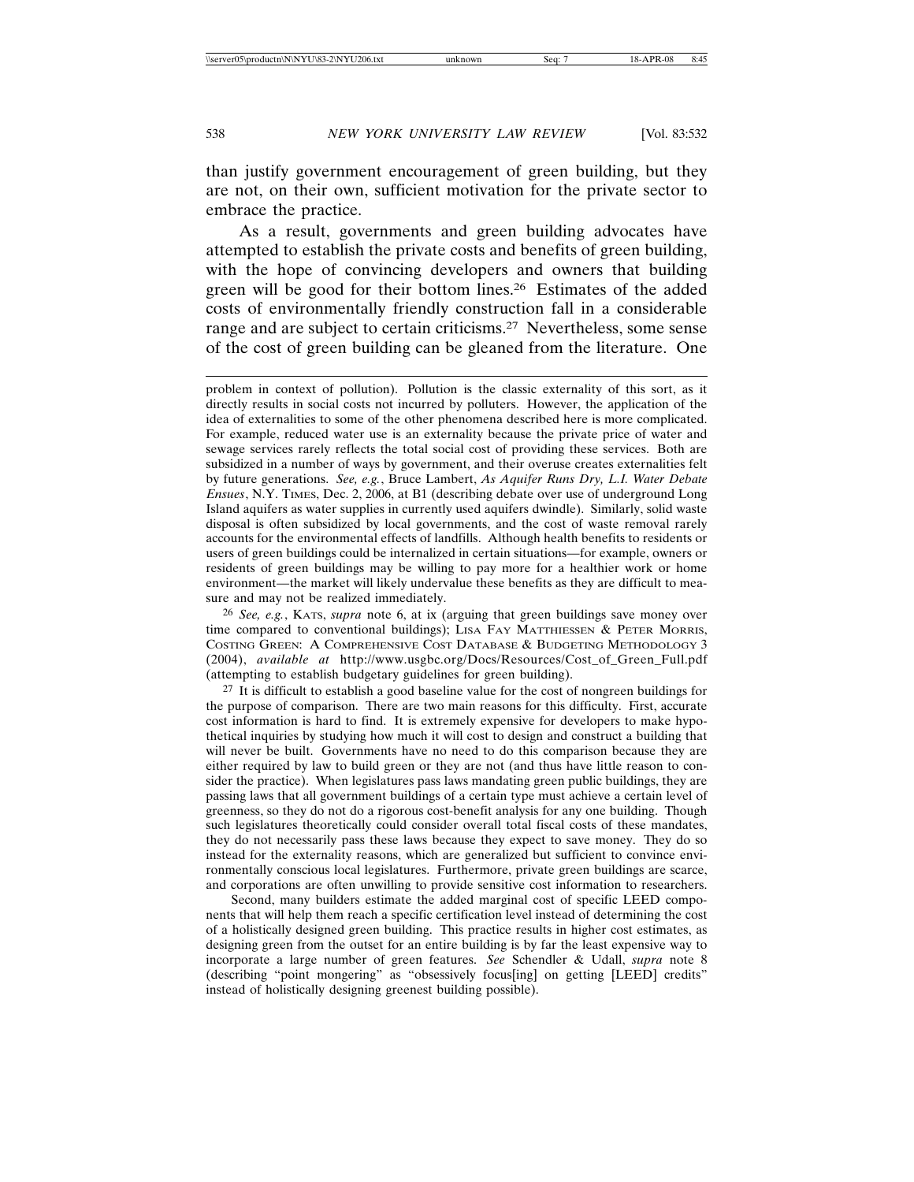than justify government encouragement of green building, but they are not, on their own, sufficient motivation for the private sector to embrace the practice.

As a result, governments and green building advocates have attempted to establish the private costs and benefits of green building, with the hope of convincing developers and owners that building green will be good for their bottom lines.[26] Estimates of the added costs of environmentally friendly construction fall in a considerable range and are subject to certain criticisms.[27] Nevertheless, some sense of the cost of green building can be gleaned from the literature. One

---

problem in context of pollution). Pollution is the classic externality of this sort, as it directly results in social costs not incurred by polluters. However, the application of the idea of externalities to some of the other phenomena described here is more complicated. For example, reduced water use is an externality because the private price of water and sewage services rarely reflects the total social cost of providing these services. Both are subsidized in a number of ways by government, and their overuse creates externalities felt by future generations. *See, e.g.*, Bruce Lambert, *As Aquifer Runs Dry, L.I. Water Debate Ensues*, N.Y. TIMES, Dec. 2, 2006, at B1 (describing debate over use of underground Long Island aquifers as water supplies in currently used aquifers dwindle). Similarly, solid waste disposal is often subsidized by local governments, and the cost of waste removal rarely accounts for the environmental effects of landfills. Although health benefits to residents or users of green buildings could be internalized in certain situations—for example, owners or residents of green buildings may be willing to pay more for a healthier work or home environment—the market will likely undervalue these benefits as they are difficult to measure and may not be realized immediately.

[26] *See, e.g.*, KATS, *supra* note 6, at ix (arguing that green buildings save money over time compared to conventional buildings); LISA FAY MATTHIESSEN & PETER MORRIS, COSTING GREEN: A COMPREHENSIVE COST DATABASE & BUDGETING METHODOLOGY 3 (2004), *available at* http://www.usgbc.org/Docs/Resources/Cost_of_Green_Full.pdf (attempting to establish budgetary guidelines for green building).

[27] It is difficult to establish a good baseline value for the cost of nongreen buildings for the purpose of comparison. There are two main reasons for this difficulty. First, accurate cost information is hard to find. It is extremely expensive for developers to make hypothetical inquiries by studying how much it will cost to design and construct a building that will never be built. Governments have no need to do this comparison because they are either required by law to build green or they are not (and thus have little reason to consider the practice). When legislatures pass laws mandating green public buildings, they are passing laws that all government buildings of a certain type must achieve a certain level of greenness, so they do not do a rigorous cost-benefit analysis for any one building. Though such legislatures theoretically could consider overall total fiscal costs of these mandates, they do not necessarily pass these laws because they expect to save money. They do so instead for the externality reasons, which are generalized but sufficient to convince environmentally conscious local legislatures. Furthermore, private green buildings are scarce, and corporations are often unwilling to provide sensitive cost information to researchers.

Second, many builders estimate the added marginal cost of specific LEED components that will help them reach a specific certification level instead of determining the cost of a holistically designed green building. This practice results in higher cost estimates, as designing green from the outset for an entire building is by far the least expensive way to incorporate a large number of green features. *See* Schendler & Udall, *supra* note 8 (describing "point mongering" as "obsessively focus[ing] on getting [LEED] credits" instead of holistically designing greenest building possible).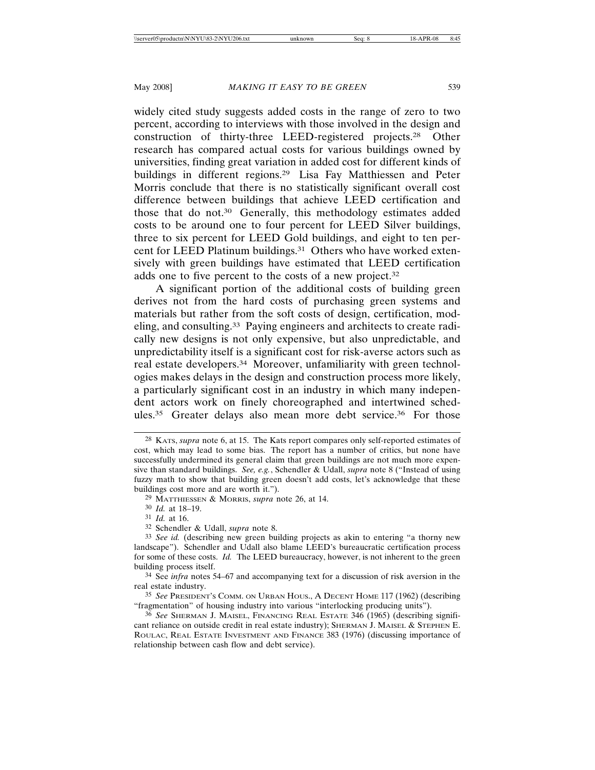widely cited study suggests added costs in the range of zero to two percent, according to interviews with those involved in the design and construction of thirty-three LEED-registered projects.[28] Other research has compared actual costs for various buildings owned by universities, finding great variation in added cost for different kinds of buildings in different regions.[29] Lisa Fay Matthiessen and Peter Morris conclude that there is no statistically significant overall cost difference between buildings that achieve LEED certification and those that do not.[30] Generally, this methodology estimates added costs to be around one to four percent for LEED Silver buildings, three to six percent for LEED Gold buildings, and eight to ten percent for LEED Platinum buildings.[31] Others who have worked extensively with green buildings have estimated that LEED certification adds one to five percent to the costs of a new project.[32]

A significant portion of the additional costs of building green derives not from the hard costs of purchasing green systems and materials but rather from the soft costs of design, certification, modeling, and consulting.[33] Paying engineers and architects to create radically new designs is not only expensive, but also unpredictable, and unpredictability itself is a significant cost for risk-averse actors such as real estate developers.[34] Moreover, unfamiliarity with green technologies makes delays in the design and construction process more likely, a particularly significant cost in an industry in which many independent actors work on finely choreographed and intertwined schedules.[35] Greater delays also mean more debt service.[36] For those

---

[28] KATS, *supra* note 6, at 15. The Kats report compares only self-reported estimates of cost, which may lead to some bias. The report has a number of critics, but none have successfully undermined its general claim that green buildings are not much more expensive than standard buildings. *See, e.g.*, Schendler & Udall, *supra* note 8 ("Instead of using fuzzy math to show that building green doesn't add costs, let's acknowledge that these buildings cost more and are worth it.").

[29] MATTHIESSEN & MORRIS, *supra* note 26, at 14.

[30] *Id.* at 18–19.

[31] *Id.* at 16.

[32] Schendler & Udall, *supra* note 8.

[33] *See id.* (describing new green building projects as akin to entering "a thorny new landscape"). Schendler and Udall also blame LEED's bureaucratic certification process for some of these costs. *Id.* The LEED bureaucracy, however, is not inherent to the green building process itself.

[34] See *infra* notes 54–67 and accompanying text for a discussion of risk aversion in the real estate industry.

[35] *See* PRESIDENT'S COMM. ON URBAN HOUS., A DECENT HOME 117 (1962) (describing "fragmentation" of housing industry into various "interlocking producing units").

[36] *See* SHERMAN J. MAISEL, FINANCING REAL ESTATE 346 (1965) (describing significant reliance on outside credit in real estate industry); SHERMAN J. MAISEL & STEPHEN E. ROULAC, REAL ESTATE INVESTMENT AND FINANCE 383 (1976) (discussing importance of relationship between cash flow and debt service).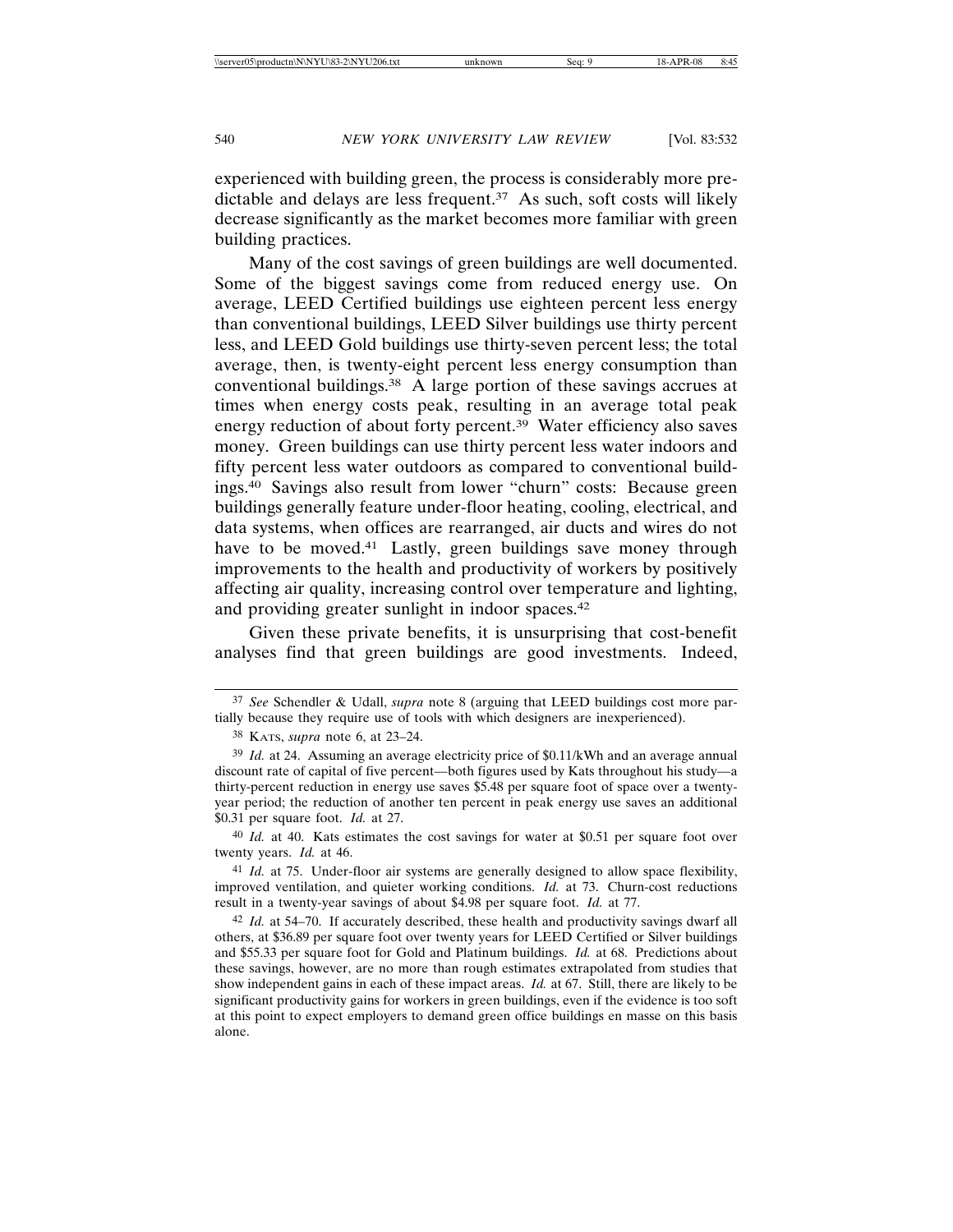experienced with building green, the process is considerably more predictable and delays are less frequent.[37] As such, soft costs will likely decrease significantly as the market becomes more familiar with green building practices.

Many of the cost savings of green buildings are well documented. Some of the biggest savings come from reduced energy use. On average, LEED Certified buildings use eighteen percent less energy than conventional buildings, LEED Silver buildings use thirty percent less, and LEED Gold buildings use thirty-seven percent less; the total average, then, is twenty-eight percent less energy consumption than conventional buildings.[38] A large portion of these savings accrues at times when energy costs peak, resulting in an average total peak energy reduction of about forty percent.[39] Water efficiency also saves money. Green buildings can use thirty percent less water indoors and fifty percent less water outdoors as compared to conventional buildings.[40] Savings also result from lower "churn" costs: Because green buildings generally feature under-floor heating, cooling, electrical, and data systems, when offices are rearranged, air ducts and wires do not have to be moved.[41] Lastly, green buildings save money through improvements to the health and productivity of workers by positively affecting air quality, increasing control over temperature and lighting, and providing greater sunlight in indoor spaces.[42]

Given these private benefits, it is unsurprising that cost-benefit analyses find that green buildings are good investments. Indeed,

---

[37] *See* Schendler & Udall, *supra* note 8 (arguing that LEED buildings cost more partially because they require use of tools with which designers are inexperienced).

[38] KATS, *supra* note 6, at 23–24.

[39] *Id.* at 24. Assuming an average electricity price of $0.11/kWh and an average annual discount rate of capital of five percent—both figures used by Kats throughout his study—a thirty-percent reduction in energy use saves $5.48 per square foot of space over a twenty-year period; the reduction of another ten percent in peak energy use saves an additional $0.31 per square foot. *Id.* at 27.

[40] *Id.* at 40. Kats estimates the cost savings for water at $0.51 per square foot over twenty years. *Id.* at 46.

[41] *Id.* at 75. Under-floor air systems are generally designed to allow space flexibility, improved ventilation, and quieter working conditions. *Id.* at 73. Churn-cost reductions result in a twenty-year savings of about $4.98 per square foot. *Id.* at 77.

[42] *Id.* at 54–70. If accurately described, these health and productivity savings dwarf all others, at $36.89 per square foot over twenty years for LEED Certified or Silver buildings and $55.33 per square foot for Gold and Platinum buildings. *Id.* at 68. Predictions about these savings, however, are no more than rough estimates extrapolated from studies that show independent gains in each of these impact areas. *Id.* at 67. Still, there are likely to be significant productivity gains for workers in green buildings, even if the evidence is too soft at this point to expect employers to demand green office buildings en masse on this basis alone.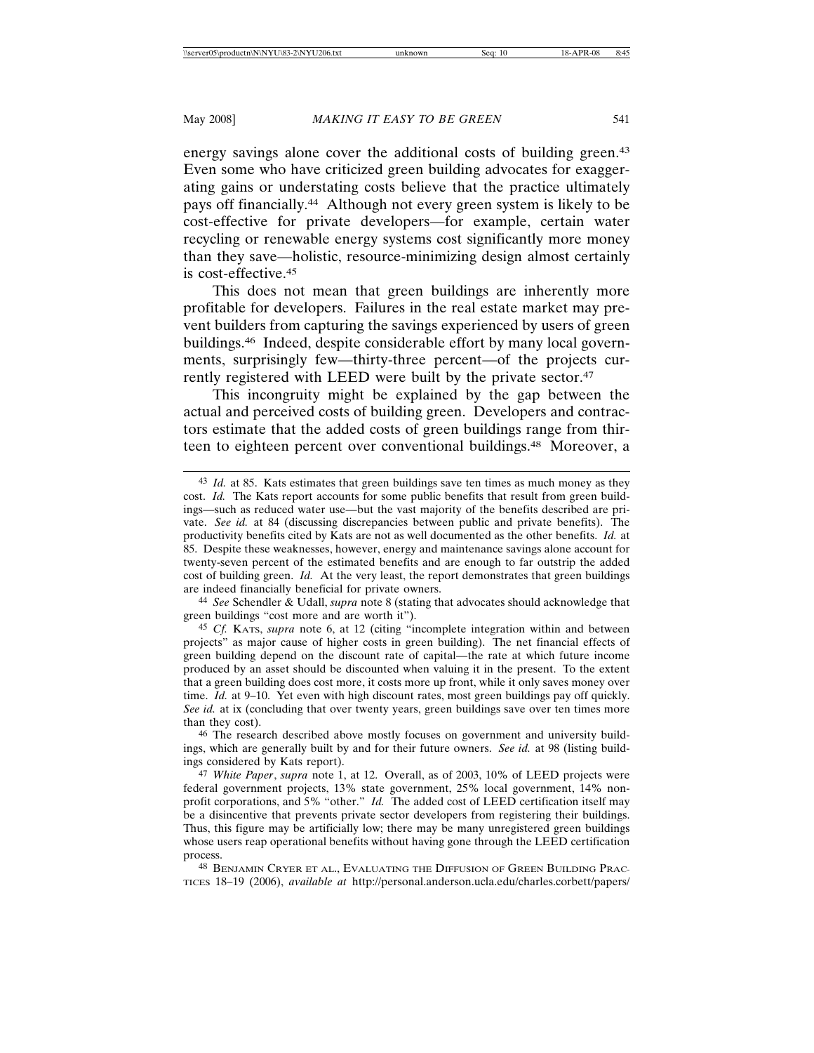energy savings alone cover the additional costs of building green.[43] Even some who have criticized green building advocates for exaggerating gains or understating costs believe that the practice ultimately pays off financially.[44] Although not every green system is likely to be cost-effective for private developers—for example, certain water recycling or renewable energy systems cost significantly more money than they save—holistic, resource-minimizing design almost certainly is cost-effective.[45]

This does not mean that green buildings are inherently more profitable for developers. Failures in the real estate market may prevent builders from capturing the savings experienced by users of green buildings.[46] Indeed, despite considerable effort by many local governments, surprisingly few—thirty-three percent—of the projects currently registered with LEED were built by the private sector.[47]

This incongruity might be explained by the gap between the actual and perceived costs of building green. Developers and contractors estimate that the added costs of green buildings range from thirteen to eighteen percent over conventional buildings.[48] Moreover, a

---

[43] *Id.* at 85. Kats estimates that green buildings save ten times as much money as they cost. *Id.* The Kats report accounts for some public benefits that result from green buildings—such as reduced water use—but the vast majority of the benefits described are private. *See id.* at 84 (discussing discrepancies between public and private benefits). The productivity benefits cited by Kats are not as well documented as the other benefits. *Id.* at 85. Despite these weaknesses, however, energy and maintenance savings alone account for twenty-seven percent of the estimated benefits and are enough to far outstrip the added cost of building green. *Id.* At the very least, the report demonstrates that green buildings are indeed financially beneficial for private owners.

[44] *See* Schendler & Udall, *supra* note 8 (stating that advocates should acknowledge that green buildings "cost more and are worth it").

[45] *Cf.* KATS, *supra* note 6, at 12 (citing "incomplete integration within and between projects" as major cause of higher costs in green building). The net financial effects of green building depend on the discount rate of capital—the rate at which future income produced by an asset should be discounted when valuing it in the present. To the extent that a green building does cost more, it costs more up front, while it only saves money over time. *Id.* at 9–10. Yet even with high discount rates, most green buildings pay off quickly. *See id.* at ix (concluding that over twenty years, green buildings save over ten times more than they cost).

[46] The research described above mostly focuses on government and university buildings, which are generally built by and for their future owners. *See id.* at 98 (listing buildings considered by Kats report).

[47] *White Paper*, *supra* note 1, at 12. Overall, as of 2003, 10% of LEED projects were federal government projects, 13% state government, 25% local government, 14% nonprofit corporations, and 5% "other." *Id.* The added cost of LEED certification itself may be a disincentive that prevents private sector developers from registering their buildings. Thus, this figure may be artificially low; there may be many unregistered green buildings whose users reap operational benefits without having gone through the LEED certification process.

[48] BENJAMIN CRYER ET AL., EVALUATING THE DIFFUSION OF GREEN BUILDING PRACTICES 18–19 (2006), *available at* http://personal.anderson.ucla.edu/charles.corbett/papers/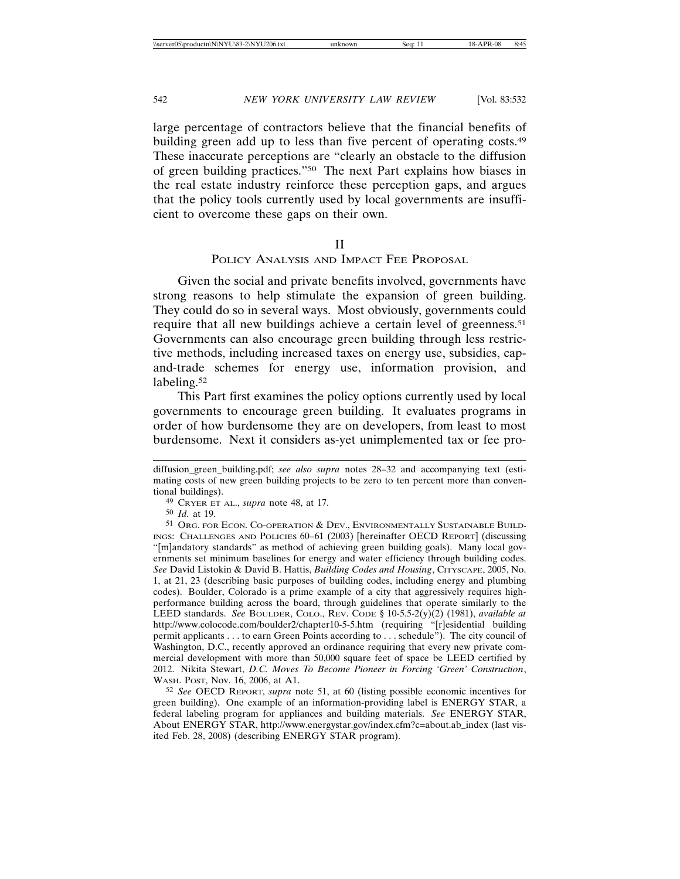large percentage of contractors believe that the financial benefits of building green add up to less than five percent of operating costs.[49] These inaccurate perceptions are "clearly an obstacle to the diffusion of green building practices."[50] The next Part explains how biases in the real estate industry reinforce these perception gaps, and argues that the policy tools currently used by local governments are insufficient to overcome these gaps on their own.

## II
## Policy Analysis and Impact Fee Proposal

Given the social and private benefits involved, governments have strong reasons to help stimulate the expansion of green building. They could do so in several ways. Most obviously, governments could require that all new buildings achieve a certain level of greenness.[51] Governments can also encourage green building through less restrictive methods, including increased taxes on energy use, subsidies, cap-and-trade schemes for energy use, information provision, and labeling.[52]

This Part first examines the policy options currently used by local governments to encourage green building. It evaluates programs in order of how burdensome they are on developers, from least to most burdensome. Next it considers as-yet unimplemented tax or fee pro-

---

diffusion_green_building.pdf; *see also supra* notes 28–32 and accompanying text (estimating costs of new green building projects to be zero to ten percent more than conventional buildings).

[49] Cryer et al., *supra* note 48, at 17.

[50] *Id.* at 19.

[51] Org. for Econ. Co-operation & Dev., Environmentally Sustainable Buildings: Challenges and Policies 60–61 (2003) [hereinafter OECD Report] (discussing "[m]andatory standards" as method of achieving green building goals). Many local governments set minimum baselines for energy and water efficiency through building codes. *See* David Listokin & David B. Hattis, *Building Codes and Housing*, Cityscape, 2005, No. 1, at 21, 23 (describing basic purposes of building codes, including energy and plumbing codes). Boulder, Colorado is a prime example of a city that aggressively requires high-performance building across the board, through guidelines that operate similarly to the LEED standards. *See* Boulder, Colo., Rev. Code § 10-5.5-2(y)(2) (1981), *available at* http://www.colocode.com/boulder2/chapter10-5-5.htm (requiring "[r]esidential building permit applicants . . . to earn Green Points according to . . . schedule"). The city council of Washington, D.C., recently approved an ordinance requiring that every new private commercial development with more than 50,000 square feet of space be LEED certified by 2012. Nikita Stewart, *D.C. Moves To Become Pioneer in Forcing 'Green' Construction*, Wash. Post, Nov. 16, 2006, at A1.

[52] *See* OECD Report, *supra* note 51, at 60 (listing possible economic incentives for green building). One example of an information-providing label is ENERGY STAR, a federal labeling program for appliances and building materials. *See* ENERGY STAR, About ENERGY STAR, http://www.energystar.gov/index.cfm?c=about.ab_index (last visited Feb. 28, 2008) (describing ENERGY STAR program).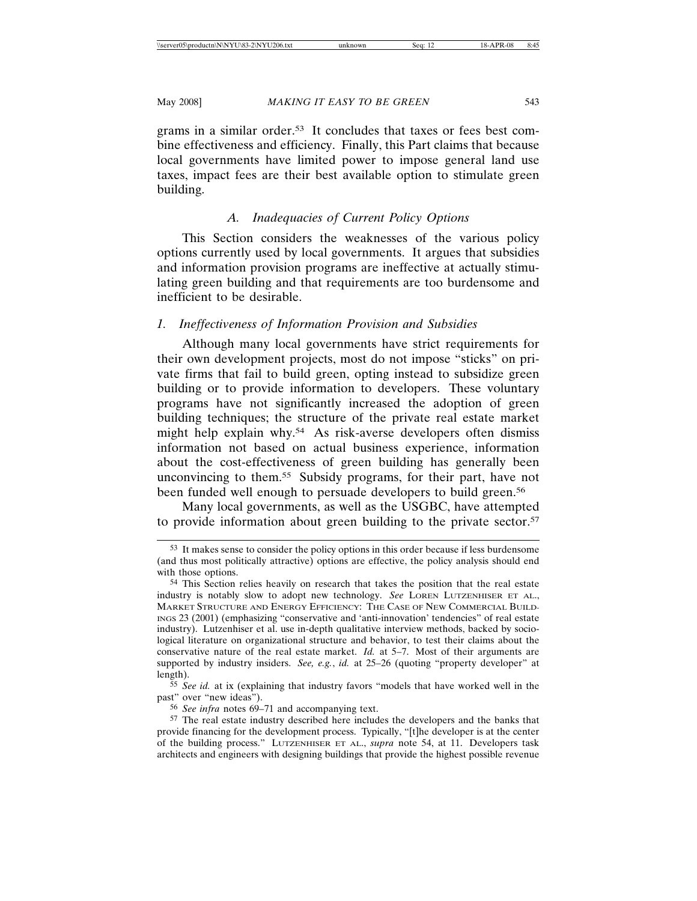grams in a similar order.[53] It concludes that taxes or fees best combine effectiveness and efficiency. Finally, this Part claims that because local governments have limited power to impose general land use taxes, impact fees are their best available option to stimulate green building.

### *A. Inadequacies of Current Policy Options*

This Section considers the weaknesses of the various policy options currently used by local governments. It argues that subsidies and information provision programs are ineffective at actually stimulating green building and that requirements are too burdensome and inefficient to be desirable.

#### *1. Ineffectiveness of Information Provision and Subsidies*

Although many local governments have strict requirements for their own development projects, most do not impose "sticks" on private firms that fail to build green, opting instead to subsidize green building or to provide information to developers. These voluntary programs have not significantly increased the adoption of green building techniques; the structure of the private real estate market might help explain why.[54] As risk-averse developers often dismiss information not based on actual business experience, information about the cost-effectiveness of green building has generally been unconvincing to them.[55] Subsidy programs, for their part, have not been funded well enough to persuade developers to build green.[56]

Many local governments, as well as the USGBC, have attempted to provide information about green building to the private sector.[57]

---

[53] It makes sense to consider the policy options in this order because if less burdensome (and thus most politically attractive) options are effective, the policy analysis should end with those options.

[54] This Section relies heavily on research that takes the position that the real estate industry is notably slow to adopt new technology. *See* LOREN LUTZENHISER ET AL., MARKET STRUCTURE AND ENERGY EFFICIENCY: THE CASE OF NEW COMMERCIAL BUILDINGS 23 (2001) (emphasizing "conservative and 'anti-innovation' tendencies" of real estate industry). Lutzenhiser et al. use in-depth qualitative interview methods, backed by sociological literature on organizational structure and behavior, to test their claims about the conservative nature of the real estate market. *Id.* at 5–7. Most of their arguments are supported by industry insiders. *See, e.g.*, *id.* at 25–26 (quoting "property developer" at length).

[55] *See id.* at ix (explaining that industry favors "models that have worked well in the past" over "new ideas").

[56] *See infra* notes 69–71 and accompanying text.

[57] The real estate industry described here includes the developers and the banks that provide financing for the development process. Typically, "[t]he developer is at the center of the building process." LUTZENHISER ET AL., *supra* note 54, at 11. Developers task architects and engineers with designing buildings that provide the highest possible revenue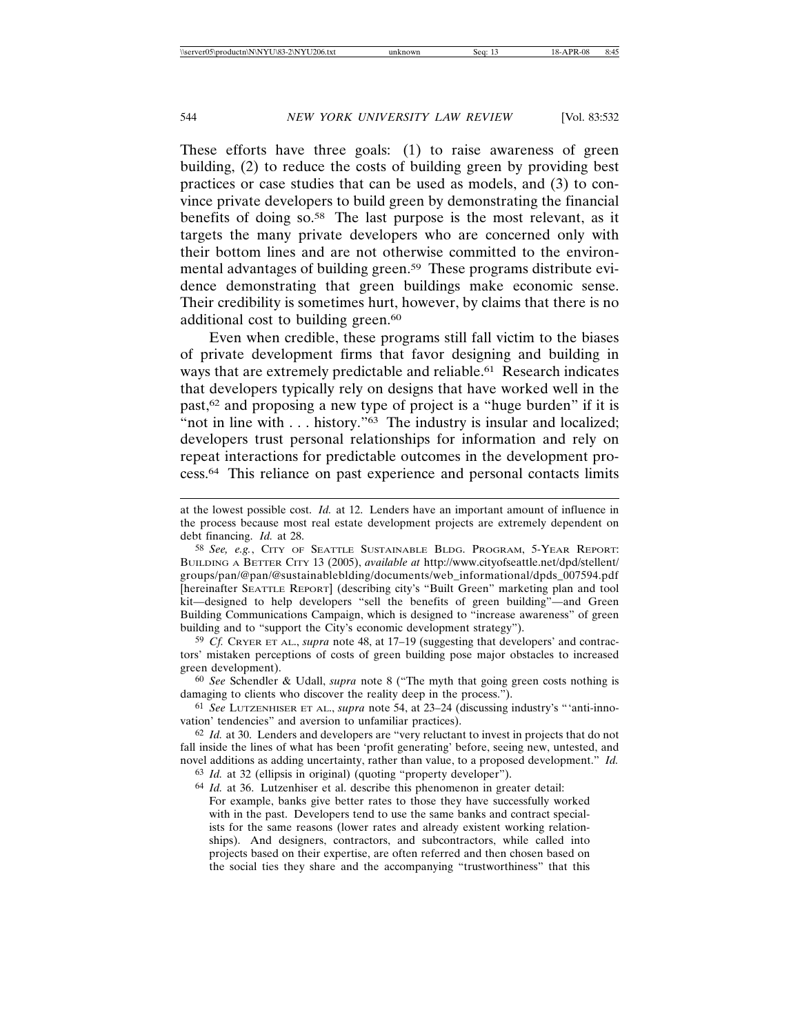These efforts have three goals: (1) to raise awareness of green building, (2) to reduce the costs of building green by providing best practices or case studies that can be used as models, and (3) to convince private developers to build green by demonstrating the financial benefits of doing so.[58] The last purpose is the most relevant, as it targets the many private developers who are concerned only with their bottom lines and are not otherwise committed to the environmental advantages of building green.[59] These programs distribute evidence demonstrating that green buildings make economic sense. Their credibility is sometimes hurt, however, by claims that there is no additional cost to building green.[60]

Even when credible, these programs still fall victim to the biases of private development firms that favor designing and building in ways that are extremely predictable and reliable.[61] Research indicates that developers typically rely on designs that have worked well in the past,[62] and proposing a new type of project is a "huge burden" if it is "not in line with . . . history."[63] The industry is insular and localized; developers trust personal relationships for information and rely on repeat interactions for predictable outcomes in the development process.[64] This reliance on past experience and personal contacts limits

---

at the lowest possible cost. *Id.* at 12. Lenders have an important amount of influence in the process because most real estate development projects are extremely dependent on debt financing. *Id.* at 28.

[58] *See, e.g.*, CITY OF SEATTLE SUSTAINABLE BLDG. PROGRAM, 5-YEAR REPORT: BUILDING A BETTER CITY 13 (2005), *available at* http://www.cityofseattle.net/dpd/stellent/groups/pan/@pan/@sustainableblding/documents/web_informational/dpds_007594.pdf [hereinafter SEATTLE REPORT] (describing city's "Built Green" marketing plan and tool kit—designed to help developers "sell the benefits of green building"—and Green Building Communications Campaign, which is designed to "increase awareness" of green building and to "support the City's economic development strategy").

[59] *Cf.* CRYER ET AL., *supra* note 48, at 17–19 (suggesting that developers' and contractors' mistaken perceptions of costs of green building pose major obstacles to increased green development).

[60] *See* Schendler & Udall, *supra* note 8 ("The myth that going green costs nothing is damaging to clients who discover the reality deep in the process.").

[61] *See* LUTZENHISER ET AL., *supra* note 54, at 23–24 (discussing industry's "'anti-innovation' tendencies" and aversion to unfamiliar practices).

[62] *Id.* at 30. Lenders and developers are "very reluctant to invest in projects that do not fall inside the lines of what has been 'profit generating' before, seeing new, untested, and novel additions as adding uncertainty, rather than value, to a proposed development." *Id.*

[63] *Id.* at 32 (ellipsis in original) (quoting "property developer").

[64] *Id.* at 36. Lutzenhiser et al. describe this phenomenon in greater detail:

> For example, banks give better rates to those they have successfully worked with in the past. Developers tend to use the same banks and contract specialists for the same reasons (lower rates and already existent working relationships). And designers, contractors, and subcontractors, while called into projects based on their expertise, are often referred and then chosen based on the social ties they share and the accompanying "trustworthiness" that this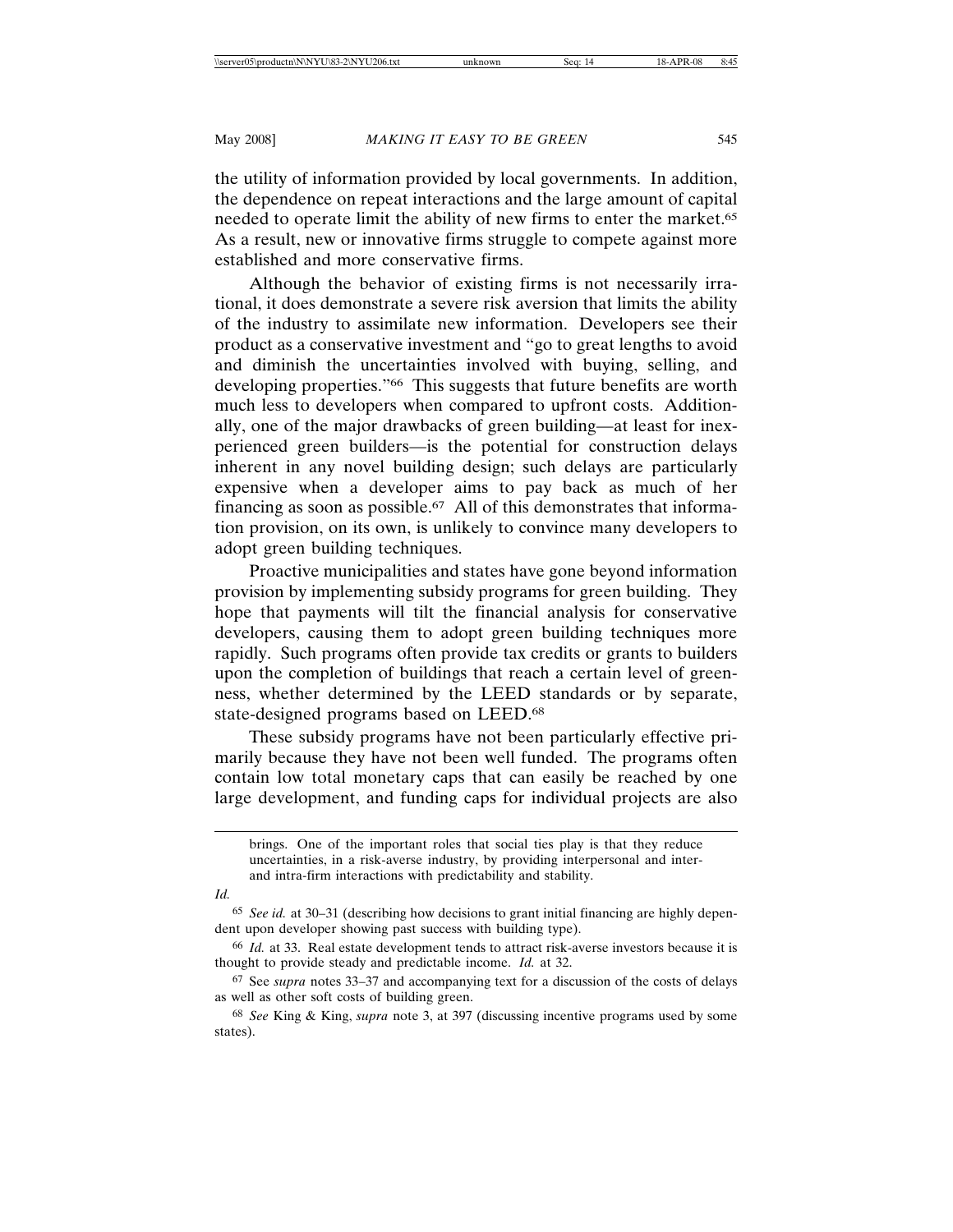the utility of information provided by local governments. In addition, the dependence on repeat interactions and the large amount of capital needed to operate limit the ability of new firms to enter the market.[65] As a result, new or innovative firms struggle to compete against more established and more conservative firms.

Although the behavior of existing firms is not necessarily irrational, it does demonstrate a severe risk aversion that limits the ability of the industry to assimilate new information. Developers see their product as a conservative investment and "go to great lengths to avoid and diminish the uncertainties involved with buying, selling, and developing properties."[66] This suggests that future benefits are worth much less to developers when compared to upfront costs. Additionally, one of the major drawbacks of green building—at least for inexperienced green builders—is the potential for construction delays inherent in any novel building design; such delays are particularly expensive when a developer aims to pay back as much of her financing as soon as possible.[67] All of this demonstrates that information provision, on its own, is unlikely to convince many developers to adopt green building techniques.

Proactive municipalities and states have gone beyond information provision by implementing subsidy programs for green building. They hope that payments will tilt the financial analysis for conservative developers, causing them to adopt green building techniques more rapidly. Such programs often provide tax credits or grants to builders upon the completion of buildings that reach a certain level of greenness, whether determined by the LEED standards or by separate, state-designed programs based on LEED.[68]

These subsidy programs have not been particularly effective primarily because they have not been well funded. The programs often contain low total monetary caps that can easily be reached by one large development, and funding caps for individual projects are also

---

> brings. One of the important roles that social ties play is that they reduce uncertainties, in a risk-averse industry, by providing interpersonal and inter- and intra-firm interactions with predictability and stability.

*Id.*

[65] *See id.* at 30–31 (describing how decisions to grant initial financing are highly dependent upon developer showing past success with building type).

[66] *Id.* at 33. Real estate development tends to attract risk-averse investors because it is thought to provide steady and predictable income. *Id.* at 32.

[67] See *supra* notes 33–37 and accompanying text for a discussion of the costs of delays as well as other soft costs of building green.

[68] *See* King & King, *supra* note 3, at 397 (discussing incentive programs used by some states).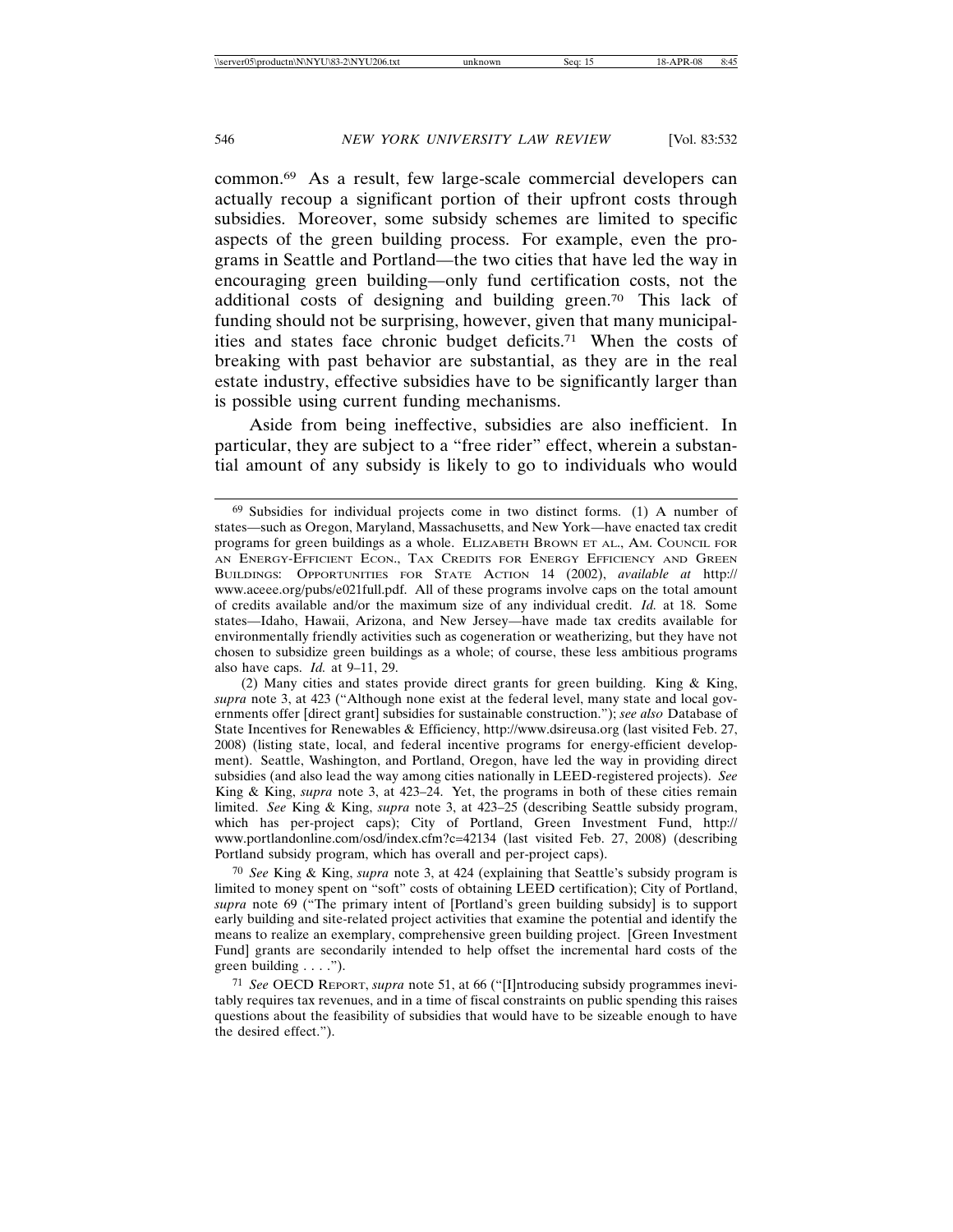common.[69] As a result, few large-scale commercial developers can actually recoup a significant portion of their upfront costs through subsidies. Moreover, some subsidy schemes are limited to specific aspects of the green building process. For example, even the programs in Seattle and Portland—the two cities that have led the way in encouraging green building—only fund certification costs, not the additional costs of designing and building green.[70] This lack of funding should not be surprising, however, given that many municipalities and states face chronic budget deficits.[71] When the costs of breaking with past behavior are substantial, as they are in the real estate industry, effective subsidies have to be significantly larger than is possible using current funding mechanisms.

Aside from being ineffective, subsidies are also inefficient. In particular, they are subject to a "free rider" effect, wherein a substantial amount of any subsidy is likely to go to individuals who would

---

[69] Subsidies for individual projects come in two distinct forms. (1) A number of states—such as Oregon, Maryland, Massachusetts, and New York—have enacted tax credit programs for green buildings as a whole. ELIZABETH BROWN ET AL., AM. COUNCIL FOR AN ENERGY-EFFICIENT ECON., TAX CREDITS FOR ENERGY EFFICIENCY AND GREEN BUILDINGS: OPPORTUNITIES FOR STATE ACTION 14 (2002), *available at* http://www.aceee.org/pubs/e021full.pdf. All of these programs involve caps on the total amount of credits available and/or the maximum size of any individual credit. *Id.* at 18. Some states—Idaho, Hawaii, Arizona, and New Jersey—have made tax credits available for environmentally friendly activities such as cogeneration or weatherizing, but they have not chosen to subsidize green buildings as a whole; of course, these less ambitious programs also have caps. *Id.* at 9–11, 29.

(2) Many cities and states provide direct grants for green building. King & King, *supra* note 3, at 423 ("Although none exist at the federal level, many state and local governments offer [direct grant] subsidies for sustainable construction."); *see also* Database of State Incentives for Renewables & Efficiency, http://www.dsireusa.org (last visited Feb. 27, 2008) (listing state, local, and federal incentive programs for energy-efficient development). Seattle, Washington, and Portland, Oregon, have led the way in providing direct subsidies (and also lead the way among cities nationally in LEED-registered projects). *See* King & King, *supra* note 3, at 423–24. Yet, the programs in both of these cities remain limited. *See* King & King, *supra* note 3, at 423–25 (describing Seattle subsidy program, which has per-project caps); City of Portland, Green Investment Fund, http://www.portlandonline.com/osd/index.cfm?c=42134 (last visited Feb. 27, 2008) (describing Portland subsidy program, which has overall and per-project caps).

[70] *See* King & King, *supra* note 3, at 424 (explaining that Seattle's subsidy program is limited to money spent on "soft" costs of obtaining LEED certification); City of Portland, *supra* note 69 ("The primary intent of [Portland's green building subsidy] is to support early building and site-related project activities that examine the potential and identify the means to realize an exemplary, comprehensive green building project. [Green Investment Fund] grants are secondarily intended to help offset the incremental hard costs of the green building . . . .").

[71] *See* OECD REPORT, *supra* note 51, at 66 ("[I]ntroducing subsidy programmes inevitably requires tax revenues, and in a time of fiscal constraints on public spending this raises questions about the feasibility of subsidies that would have to be sizeable enough to have the desired effect.").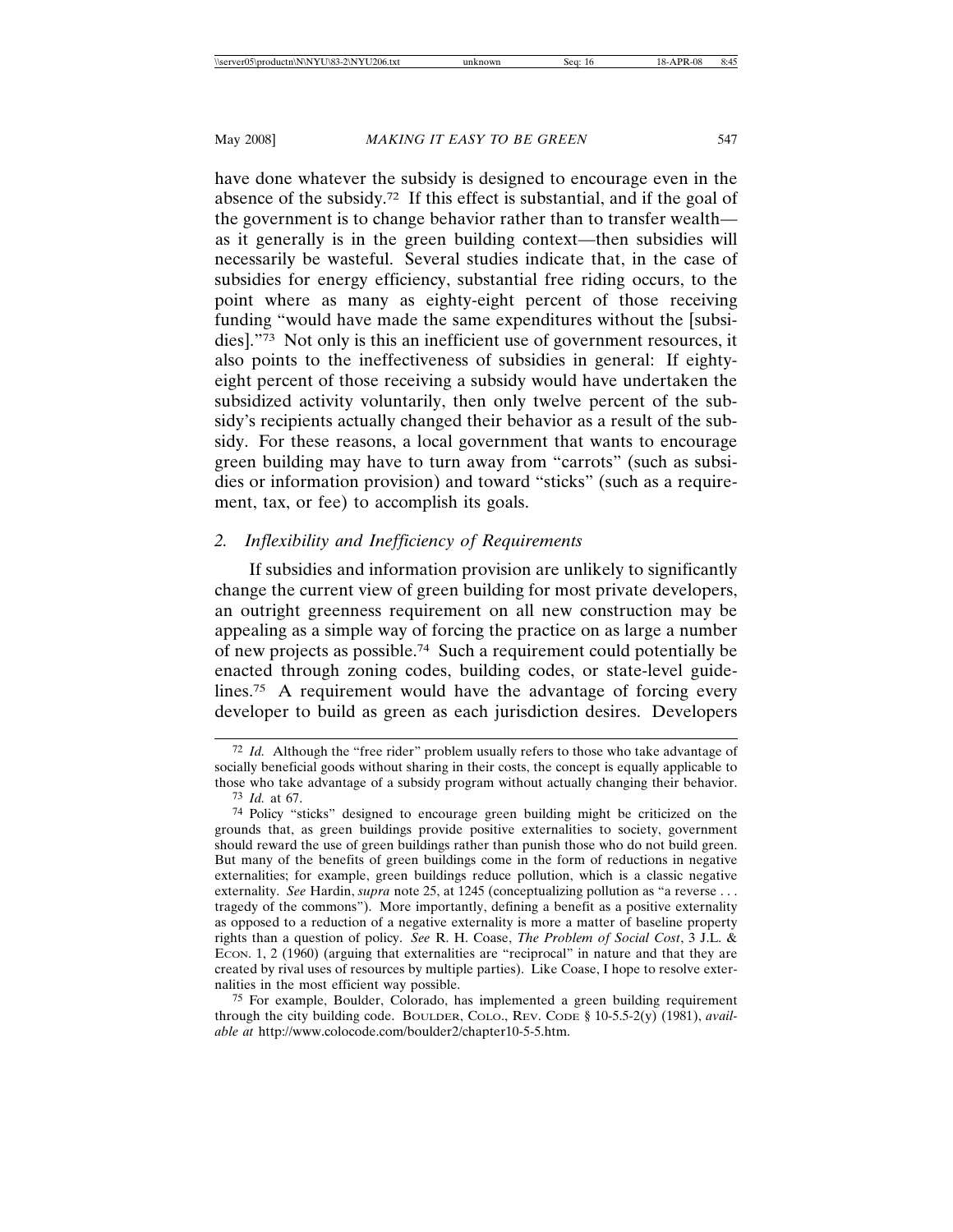have done whatever the subsidy is designed to encourage even in the absence of the subsidy.[72] If this effect is substantial, and if the goal of the government is to change behavior rather than to transfer wealth—as it generally is in the green building context—then subsidies will necessarily be wasteful. Several studies indicate that, in the case of subsidies for energy efficiency, substantial free riding occurs, to the point where as many as eighty-eight percent of those receiving funding "would have made the same expenditures without the [subsidies]."[73] Not only is this an inefficient use of government resources, it also points to the ineffectiveness of subsidies in general: If eighty-eight percent of those receiving a subsidy would have undertaken the subsidized activity voluntarily, then only twelve percent of the subsidy's recipients actually changed their behavior as a result of the subsidy. For these reasons, a local government that wants to encourage green building may have to turn away from "carrots" (such as subsidies or information provision) and toward "sticks" (such as a requirement, tax, or fee) to accomplish its goals.

### 2. *Inflexibility and Inefficiency of Requirements*

If subsidies and information provision are unlikely to significantly change the current view of green building for most private developers, an outright greenness requirement on all new construction may be appealing as a simple way of forcing the practice on as large a number of new projects as possible.[74] Such a requirement could potentially be enacted through zoning codes, building codes, or state-level guidelines.[75] A requirement would have the advantage of forcing every developer to build as green as each jurisdiction desires. Developers

---

[72] *Id.* Although the "free rider" problem usually refers to those who take advantage of socially beneficial goods without sharing in their costs, the concept is equally applicable to those who take advantage of a subsidy program without actually changing their behavior.

[73] *Id.* at 67.

[74] Policy "sticks" designed to encourage green building might be criticized on the grounds that, as green buildings provide positive externalities to society, government should reward the use of green buildings rather than punish those who do not build green. But many of the benefits of green buildings come in the form of reductions in negative externalities; for example, green buildings reduce pollution, which is a classic negative externality. *See* Hardin, *supra* note 25, at 1245 (conceptualizing pollution as "a reverse . . . tragedy of the commons"). More importantly, defining a benefit as a positive externality as opposed to a reduction of a negative externality is more a matter of baseline property rights than a question of policy. *See* R. H. Coase, *The Problem of Social Cost*, 3 J.L. & ECON. 1, 2 (1960) (arguing that externalities are "reciprocal" in nature and that they are created by rival uses of resources by multiple parties). Like Coase, I hope to resolve externalities in the most efficient way possible.

[75] For example, Boulder, Colorado, has implemented a green building requirement through the city building code. BOULDER, COLO., REV. CODE § 10-5.5-2(y) (1981), *available at* http://www.colocode.com/boulder2/chapter10-5-5.htm.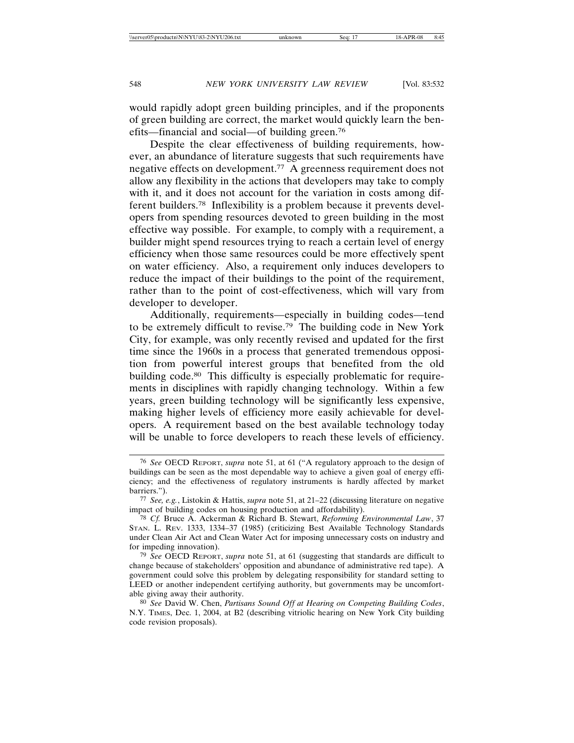would rapidly adopt green building principles, and if the proponents of green building are correct, the market would quickly learn the benefits—financial and social—of building green.[76]

Despite the clear effectiveness of building requirements, however, an abundance of literature suggests that such requirements have negative effects on development.[77] A greenness requirement does not allow any flexibility in the actions that developers may take to comply with it, and it does not account for the variation in costs among different builders.[78] Inflexibility is a problem because it prevents developers from spending resources devoted to green building in the most effective way possible. For example, to comply with a requirement, a builder might spend resources trying to reach a certain level of energy efficiency when those same resources could be more effectively spent on water efficiency. Also, a requirement only induces developers to reduce the impact of their buildings to the point of the requirement, rather than to the point of cost-effectiveness, which will vary from developer to developer.

Additionally, requirements—especially in building codes—tend to be extremely difficult to revise.[79] The building code in New York City, for example, was only recently revised and updated for the first time since the 1960s in a process that generated tremendous opposition from powerful interest groups that benefited from the old building code.[80] This difficulty is especially problematic for requirements in disciplines with rapidly changing technology. Within a few years, green building technology will be significantly less expensive, making higher levels of efficiency more easily achievable for developers. A requirement based on the best available technology today will be unable to force developers to reach these levels of efficiency.

---

[76] *See* OECD REPORT, *supra* note 51, at 61 ("A regulatory approach to the design of buildings can be seen as the most dependable way to achieve a given goal of energy efficiency; and the effectiveness of regulatory instruments is hardly affected by market barriers.").

[77] *See, e.g.*, Listokin & Hattis, *supra* note 51, at 21–22 (discussing literature on negative impact of building codes on housing production and affordability).

[78] *Cf.* Bruce A. Ackerman & Richard B. Stewart, *Reforming Environmental Law*, 37 STAN. L. REV. 1333, 1334–37 (1985) (criticizing Best Available Technology Standards under Clean Air Act and Clean Water Act for imposing unnecessary costs on industry and for impeding innovation).

[79] *See* OECD REPORT, *supra* note 51, at 61 (suggesting that standards are difficult to change because of stakeholders' opposition and abundance of administrative red tape). A government could solve this problem by delegating responsibility for standard setting to LEED or another independent certifying authority, but governments may be uncomfortable giving away their authority.

[80] *See* David W. Chen, *Partisans Sound Off at Hearing on Competing Building Codes*, N.Y. TIMES, Dec. 1, 2004, at B2 (describing vitriolic hearing on New York City building code revision proposals).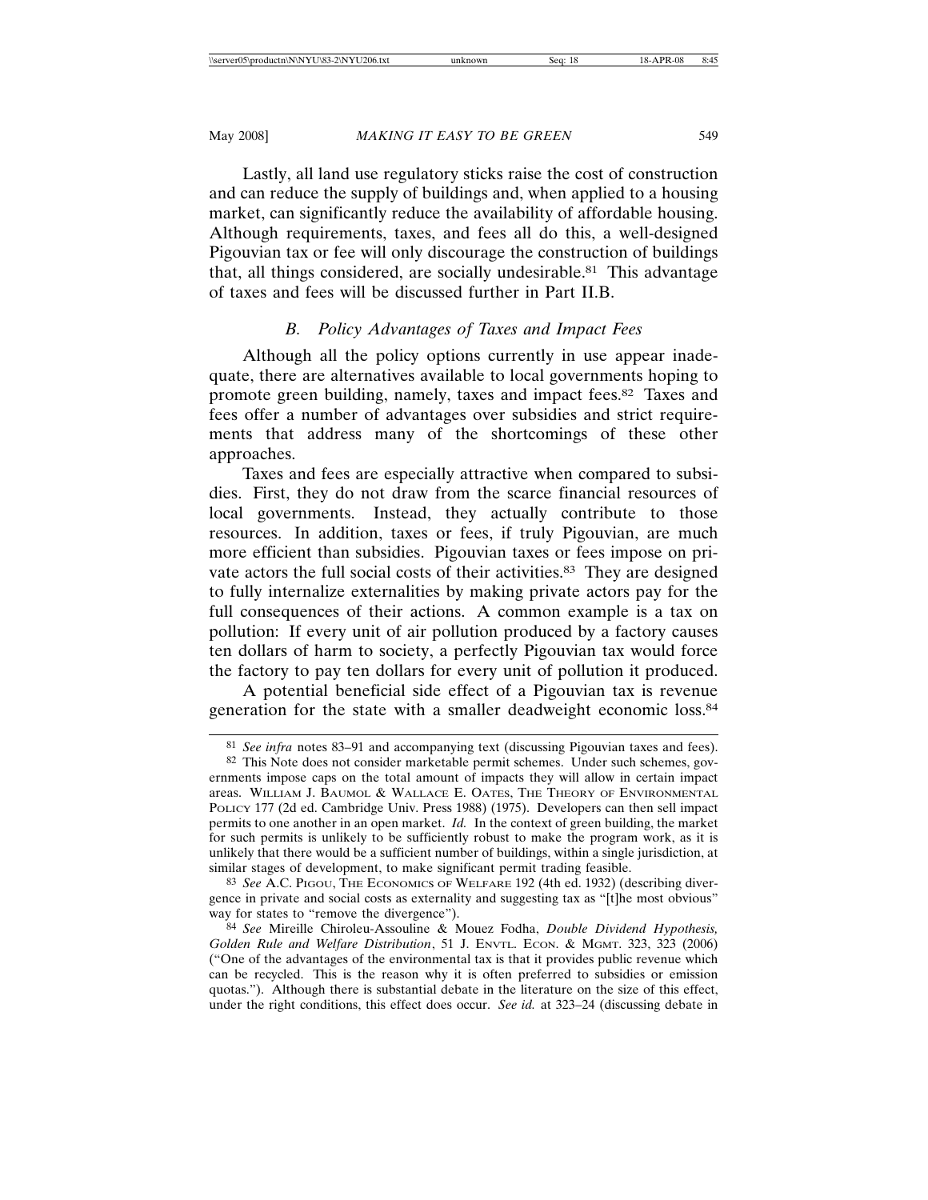Lastly, all land use regulatory sticks raise the cost of construction and can reduce the supply of buildings and, when applied to a housing market, can significantly reduce the availability of affordable housing. Although requirements, taxes, and fees all do this, a well-designed Pigouvian tax or fee will only discourage the construction of buildings that, all things considered, are socially undesirable.[81] This advantage of taxes and fees will be discussed further in Part II.B.

### *B. Policy Advantages of Taxes and Impact Fees*

Although all the policy options currently in use appear inadequate, there are alternatives available to local governments hoping to promote green building, namely, taxes and impact fees.[82] Taxes and fees offer a number of advantages over subsidies and strict requirements that address many of the shortcomings of these other approaches.

Taxes and fees are especially attractive when compared to subsidies. First, they do not draw from the scarce financial resources of local governments. Instead, they actually contribute to those resources. In addition, taxes or fees, if truly Pigouvian, are much more efficient than subsidies. Pigouvian taxes or fees impose on private actors the full social costs of their activities.[83] They are designed to fully internalize externalities by making private actors pay for the full consequences of their actions. A common example is a tax on pollution: If every unit of air pollution produced by a factory causes ten dollars of harm to society, a perfectly Pigouvian tax would force the factory to pay ten dollars for every unit of pollution it produced.

A potential beneficial side effect of a Pigouvian tax is revenue generation for the state with a smaller deadweight economic loss.[84]

---

[81] *See infra* notes 83–91 and accompanying text (discussing Pigouvian taxes and fees).

[82] This Note does not consider marketable permit schemes. Under such schemes, governments impose caps on the total amount of impacts they will allow in certain impact areas. WILLIAM J. BAUMOL & WALLACE E. OATES, THE THEORY OF ENVIRONMENTAL POLICY 177 (2d ed. Cambridge Univ. Press 1988) (1975). Developers can then sell impact permits to one another in an open market. *Id.* In the context of green building, the market for such permits is unlikely to be sufficiently robust to make the program work, as it is unlikely that there would be a sufficient number of buildings, within a single jurisdiction, at similar stages of development, to make significant permit trading feasible.

[83] *See* A.C. PIGOU, THE ECONOMICS OF WELFARE 192 (4th ed. 1932) (describing divergence in private and social costs as externality and suggesting tax as "[t]he most obvious" way for states to "remove the divergence").

[84] *See* Mireille Chiroleu-Assouline & Mouez Fodha, *Double Dividend Hypothesis, Golden Rule and Welfare Distribution*, 51 J. ENVTL. ECON. & MGMT. 323, 323 (2006) ("One of the advantages of the environmental tax is that it provides public revenue which can be recycled. This is the reason why it is often preferred to subsidies or emission quotas."). Although there is substantial debate in the literature on the size of this effect, under the right conditions, this effect does occur. *See id.* at 323–24 (discussing debate in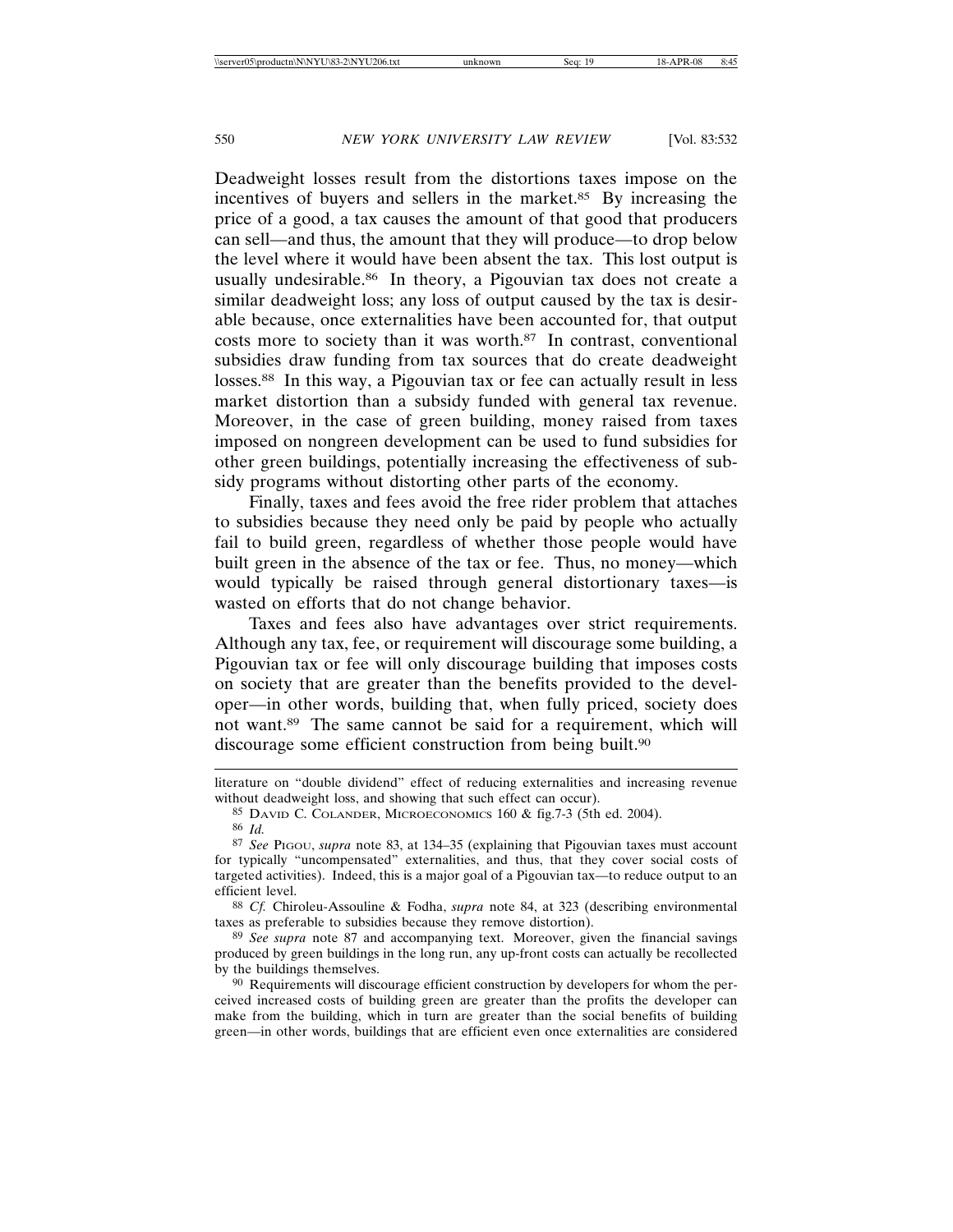Deadweight losses result from the distortions taxes impose on the incentives of buyers and sellers in the market.[85] By increasing the price of a good, a tax causes the amount of that good that producers can sell—and thus, the amount that they will produce—to drop below the level where it would have been absent the tax. This lost output is usually undesirable.[86] In theory, a Pigouvian tax does not create a similar deadweight loss; any loss of output caused by the tax is desirable because, once externalities have been accounted for, that output costs more to society than it was worth.[87] In contrast, conventional subsidies draw funding from tax sources that do create deadweight losses.[88] In this way, a Pigouvian tax or fee can actually result in less market distortion than a subsidy funded with general tax revenue. Moreover, in the case of green building, money raised from taxes imposed on nongreen development can be used to fund subsidies for other green buildings, potentially increasing the effectiveness of subsidy programs without distorting other parts of the economy.

Finally, taxes and fees avoid the free rider problem that attaches to subsidies because they need only be paid by people who actually fail to build green, regardless of whether those people would have built green in the absence of the tax or fee. Thus, no money—which would typically be raised through general distortionary taxes—is wasted on efforts that do not change behavior.

Taxes and fees also have advantages over strict requirements. Although any tax, fee, or requirement will discourage some building, a Pigouvian tax or fee will only discourage building that imposes costs on society that are greater than the benefits provided to the developer—in other words, building that, when fully priced, society does not want.[89] The same cannot be said for a requirement, which will discourage some efficient construction from being built.[90]

---

literature on "double dividend" effect of reducing externalities and increasing revenue without deadweight loss, and showing that such effect can occur).

[85] David C. Colander, Microeconomics 160 & fig.7-3 (5th ed. 2004).

[86] *Id.*

[87] *See* Pigou, *supra* note 83, at 134–35 (explaining that Pigouvian taxes must account for typically "uncompensated" externalities, and thus, that they cover social costs of targeted activities). Indeed, this is a major goal of a Pigouvian tax—to reduce output to an efficient level.

[88] *Cf.* Chiroleu-Assouline & Fodha, *supra* note 84, at 323 (describing environmental taxes as preferable to subsidies because they remove distortion).

[89] *See supra* note 87 and accompanying text. Moreover, given the financial savings produced by green buildings in the long run, any up-front costs can actually be recollected by the buildings themselves.

[90] Requirements will discourage efficient construction by developers for whom the perceived increased costs of building green are greater than the profits the developer can make from the building, which in turn are greater than the social benefits of building green—in other words, buildings that are efficient even once externalities are considered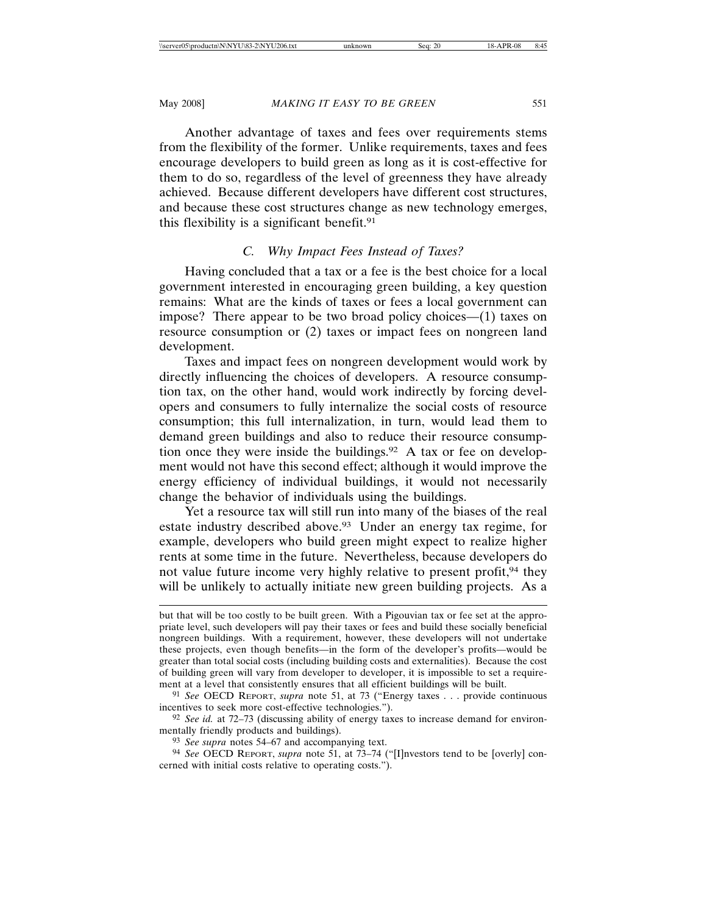Another advantage of taxes and fees over requirements stems from the flexibility of the former. Unlike requirements, taxes and fees encourage developers to build green as long as it is cost-effective for them to do so, regardless of the level of greenness they have already achieved. Because different developers have different cost structures, and because these cost structures change as new technology emerges, this flexibility is a significant benefit.[91]

### *C. Why Impact Fees Instead of Taxes?*

Having concluded that a tax or a fee is the best choice for a local government interested in encouraging green building, a key question remains: What are the kinds of taxes or fees a local government can impose? There appear to be two broad policy choices—(1) taxes on resource consumption or (2) taxes or impact fees on nongreen land development.

Taxes and impact fees on nongreen development would work by directly influencing the choices of developers. A resource consumption tax, on the other hand, would work indirectly by forcing developers and consumers to fully internalize the social costs of resource consumption; this full internalization, in turn, would lead them to demand green buildings and also to reduce their resource consumption once they were inside the buildings.[92] A tax or fee on development would not have this second effect; although it would improve the energy efficiency of individual buildings, it would not necessarily change the behavior of individuals using the buildings.

Yet a resource tax will still run into many of the biases of the real estate industry described above.[93] Under an energy tax regime, for example, developers who build green might expect to realize higher rents at some time in the future. Nevertheless, because developers do not value future income very highly relative to present profit,[94] they will be unlikely to actually initiate new green building projects. As a

---

but that will be too costly to be built green. With a Pigouvian tax or fee set at the appropriate level, such developers will pay their taxes or fees and build these socially beneficial nongreen buildings. With a requirement, however, these developers will not undertake these projects, even though benefits—in the form of the developer's profits—would be greater than total social costs (including building costs and externalities). Because the cost of building green will vary from developer to developer, it is impossible to set a requirement at a level that consistently ensures that all efficient buildings will be built.

[91] *See* OECD REPORT, *supra* note 51, at 73 ("Energy taxes . . . provide continuous incentives to seek more cost-effective technologies.").

[92] *See id.* at 72–73 (discussing ability of energy taxes to increase demand for environmentally friendly products and buildings).

[93] *See supra* notes 54–67 and accompanying text.

[94] *See* OECD REPORT, *supra* note 51, at 73–74 ("[I]nvestors tend to be [overly] concerned with initial costs relative to operating costs.").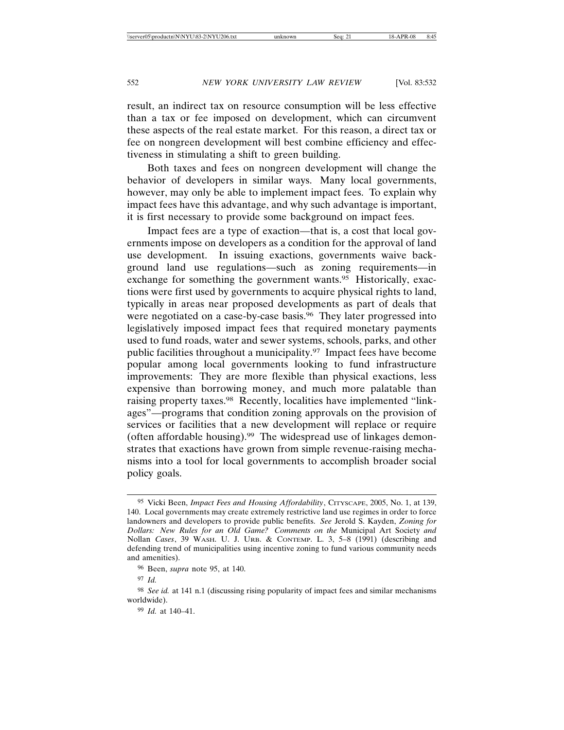result, an indirect tax on resource consumption will be less effective than a tax or fee imposed on development, which can circumvent these aspects of the real estate market. For this reason, a direct tax or fee on nongreen development will best combine efficiency and effectiveness in stimulating a shift to green building.

Both taxes and fees on nongreen development will change the behavior of developers in similar ways. Many local governments, however, may only be able to implement impact fees. To explain why impact fees have this advantage, and why such advantage is important, it is first necessary to provide some background on impact fees.

Impact fees are a type of exaction—that is, a cost that local governments impose on developers as a condition for the approval of land use development. In issuing exactions, governments waive background land use regulations—such as zoning requirements—in exchange for something the government wants.[95] Historically, exactions were first used by governments to acquire physical rights to land, typically in areas near proposed developments as part of deals that were negotiated on a case-by-case basis.[96] They later progressed into legislatively imposed impact fees that required monetary payments used to fund roads, water and sewer systems, schools, parks, and other public facilities throughout a municipality.[97] Impact fees have become popular among local governments looking to fund infrastructure improvements: They are more flexible than physical exactions, less expensive than borrowing money, and much more palatable than raising property taxes.[98] Recently, localities have implemented "linkages"—programs that condition zoning approvals on the provision of services or facilities that a new development will replace or require (often affordable housing).[99] The widespread use of linkages demonstrates that exactions have grown from simple revenue-raising mechanisms into a tool for local governments to accomplish broader social policy goals.

---

[95] Vicki Been, *Impact Fees and Housing Affordability*, CITYSCAPE, 2005, No. 1, at 139, 140. Local governments may create extremely restrictive land use regimes in order to force landowners and developers to provide public benefits. *See* Jerold S. Kayden, *Zoning for Dollars: New Rules for an Old Game? Comments on the* Municipal Art Society *and* Nollan *Cases*, 39 WASH. U. J. URB. & CONTEMP. L. 3, 5–8 (1991) (describing and defending trend of municipalities using incentive zoning to fund various community needs and amenities).

[96] Been, *supra* note 95, at 140.

[97] *Id.*

[98] *See id.* at 141 n.1 (discussing rising popularity of impact fees and similar mechanisms worldwide).

[99] *Id.* at 140–41.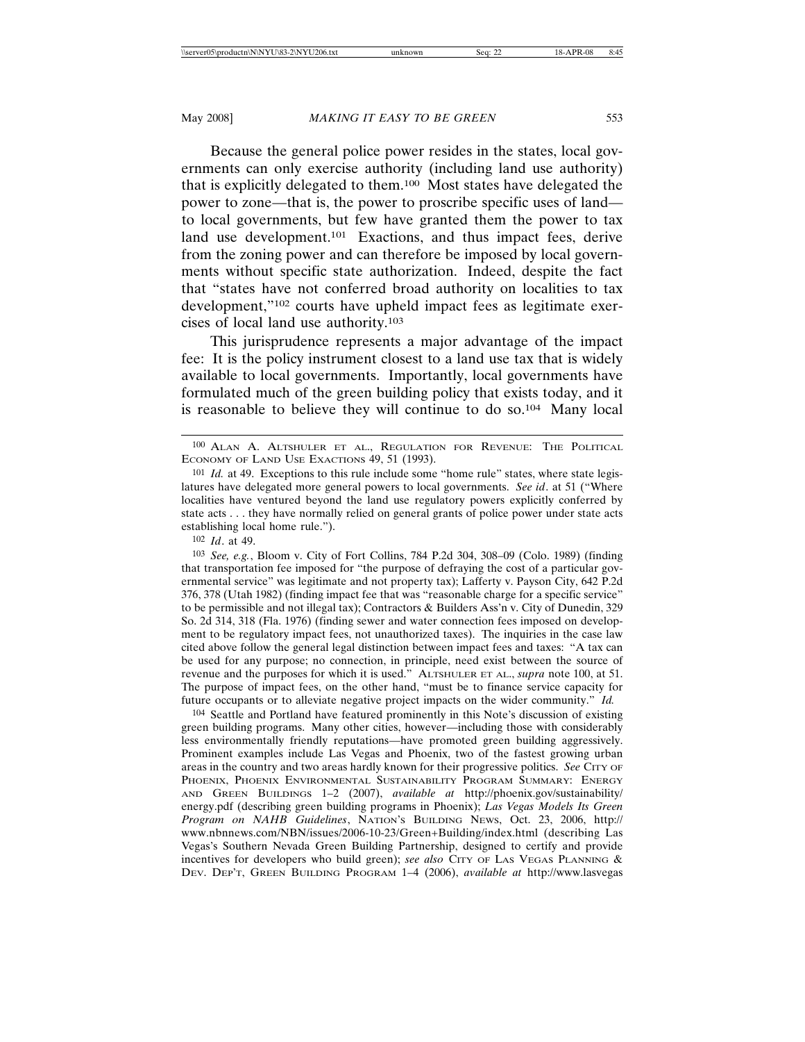Because the general police power resides in the states, local governments can only exercise authority (including land use authority) that is explicitly delegated to them.[100] Most states have delegated the power to zone—that is, the power to proscribe specific uses of land—to local governments, but few have granted them the power to tax land use development.[101] Exactions, and thus impact fees, derive from the zoning power and can therefore be imposed by local governments without specific state authorization. Indeed, despite the fact that "states have not conferred broad authority on localities to tax development,"[102] courts have upheld impact fees as legitimate exercises of local land use authority.[103]

This jurisprudence represents a major advantage of the impact fee: It is the policy instrument closest to a land use tax that is widely available to local governments. Importantly, local governments have formulated much of the green building policy that exists today, and it is reasonable to believe they will continue to do so.[104] Many local

---

[100] ALAN A. ALTSHULER ET AL., REGULATION FOR REVENUE: THE POLITICAL ECONOMY OF LAND USE EXACTIONS 49, 51 (1993).

[101] *Id.* at 49. Exceptions to this rule include some "home rule" states, where state legislatures have delegated more general powers to local governments. *See id*. at 51 ("Where localities have ventured beyond the land use regulatory powers explicitly conferred by state acts . . . they have normally relied on general grants of police power under state acts establishing local home rule.").

[102] *Id*. at 49.

[103] *See, e.g.*, Bloom v. City of Fort Collins, 784 P.2d 304, 308–09 (Colo. 1989) (finding that transportation fee imposed for "the purpose of defraying the cost of a particular governmental service" was legitimate and not property tax); Lafferty v. Payson City, 642 P.2d 376, 378 (Utah 1982) (finding impact fee that was "reasonable charge for a specific service" to be permissible and not illegal tax); Contractors & Builders Ass'n v. City of Dunedin, 329 So. 2d 314, 318 (Fla. 1976) (finding sewer and water connection fees imposed on development to be regulatory impact fees, not unauthorized taxes). The inquiries in the case law cited above follow the general legal distinction between impact fees and taxes: "A tax can be used for any purpose; no connection, in principle, need exist between the source of revenue and the purposes for which it is used." ALTSHULER ET AL., *supra* note 100, at 51. The purpose of impact fees, on the other hand, "must be to finance service capacity for future occupants or to alleviate negative project impacts on the wider community." *Id.*

[104] Seattle and Portland have featured prominently in this Note's discussion of existing green building programs. Many other cities, however—including those with considerably less environmentally friendly reputations—have promoted green building aggressively. Prominent examples include Las Vegas and Phoenix, two of the fastest growing urban areas in the country and two areas hardly known for their progressive politics. *See* CITY OF PHOENIX, PHOENIX ENVIRONMENTAL SUSTAINABILITY PROGRAM SUMMARY: ENERGY AND GREEN BUILDINGS 1–2 (2007), *available at* http://phoenix.gov/sustainability/energy.pdf (describing green building programs in Phoenix); *Las Vegas Models Its Green Program on NAHB Guidelines*, NATION'S BUILDING NEWS, Oct. 23, 2006, http://www.nbnnews.com/NBN/issues/2006-10-23/Green+Building/index.html (describing Las Vegas's Southern Nevada Green Building Partnership, designed to certify and provide incentives for developers who build green); *see also* CITY OF LAS VEGAS PLANNING & DEV. DEP'T, GREEN BUILDING PROGRAM 1–4 (2006), *available at* http://www.lasvegas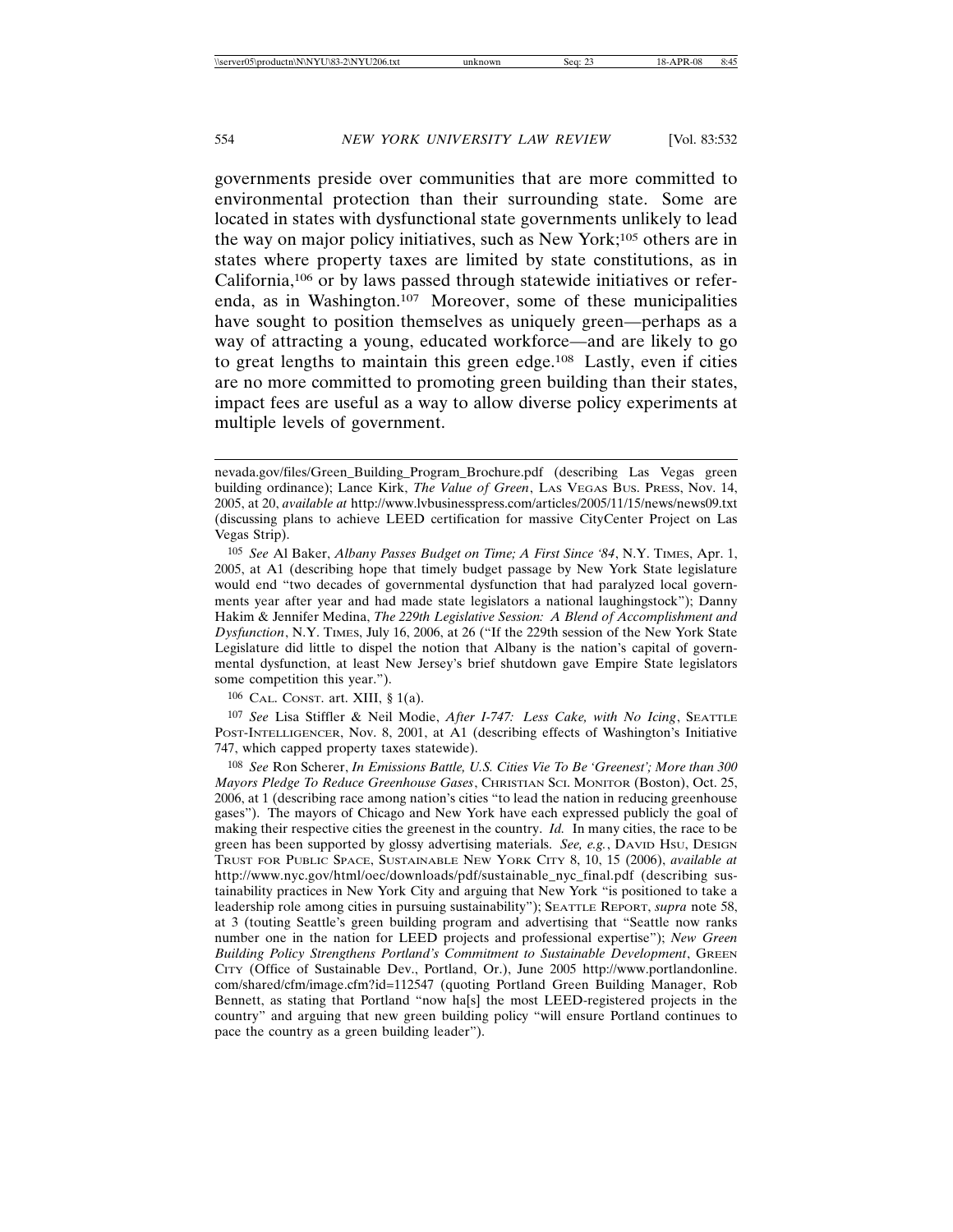governments preside over communities that are more committed to environmental protection than their surrounding state. Some are located in states with dysfunctional state governments unlikely to lead the way on major policy initiatives, such as New York;[105] others are in states where property taxes are limited by state constitutions, as in California,[106] or by laws passed through statewide initiatives or referenda, as in Washington.[107] Moreover, some of these municipalities have sought to position themselves as uniquely green—perhaps as a way of attracting a young, educated workforce—and are likely to go to great lengths to maintain this green edge.[108] Lastly, even if cities are no more committed to promoting green building than their states, impact fees are useful as a way to allow diverse policy experiments at multiple levels of government.

---

nevada.gov/files/Green_Building_Program_Brochure.pdf (describing Las Vegas green building ordinance); Lance Kirk, *The Value of Green*, LAS VEGAS BUS. PRESS, Nov. 14, 2005, at 20, *available at* http://www.lvbusinesspress.com/articles/2005/11/15/news/news09.txt (discussing plans to achieve LEED certification for massive CityCenter Project on Las Vegas Strip).

[105] *See* Al Baker, *Albany Passes Budget on Time; A First Since '84*, N.Y. TIMES, Apr. 1, 2005, at A1 (describing hope that timely budget passage by New York State legislature would end "two decades of governmental dysfunction that had paralyzed local governments year after year and had made state legislators a national laughingstock"); Danny Hakim & Jennifer Medina, *The 229th Legislative Session: A Blend of Accomplishment and Dysfunction*, N.Y. TIMES, July 16, 2006, at 26 ("If the 229th session of the New York State Legislature did little to dispel the notion that Albany is the nation's capital of governmental dysfunction, at least New Jersey's brief shutdown gave Empire State legislators some competition this year.").

[106] CAL. CONST. art. XIII, § 1(a).

[107] *See* Lisa Stiffler & Neil Modie, *After I-747: Less Cake, with No Icing*, SEATTLE POST-INTELLIGENCER, Nov. 8, 2001, at A1 (describing effects of Washington's Initiative 747, which capped property taxes statewide).

[108] *See* Ron Scherer, *In Emissions Battle, U.S. Cities Vie To Be 'Greenest'; More than 300 Mayors Pledge To Reduce Greenhouse Gases*, CHRISTIAN SCI. MONITOR (Boston), Oct. 25, 2006, at 1 (describing race among nation's cities "to lead the nation in reducing greenhouse gases"). The mayors of Chicago and New York have each expressed publicly the goal of making their respective cities the greenest in the country. *Id.* In many cities, the race to be green has been supported by glossy advertising materials. *See, e.g.*, DAVID HSU, DESIGN TRUST FOR PUBLIC SPACE, SUSTAINABLE NEW YORK CITY 8, 10, 15 (2006), *available at* http://www.nyc.gov/html/oec/downloads/pdf/sustainable_nyc_final.pdf (describing sustainability practices in New York City and arguing that New York "is positioned to take a leadership role among cities in pursuing sustainability"); SEATTLE REPORT, *supra* note 58, at 3 (touting Seattle's green building program and advertising that "Seattle now ranks number one in the nation for LEED projects and professional expertise"); *New Green Building Policy Strengthens Portland's Commitment to Sustainable Development*, GREEN CITY (Office of Sustainable Dev., Portland, Or.), June 2005 http://www.portlandonline.com/shared/cfm/image.cfm?id=112547 (quoting Portland Green Building Manager, Rob Bennett, as stating that Portland "now ha[s] the most LEED-registered projects in the country" and arguing that new green building policy "will ensure Portland continues to pace the country as a green building leader").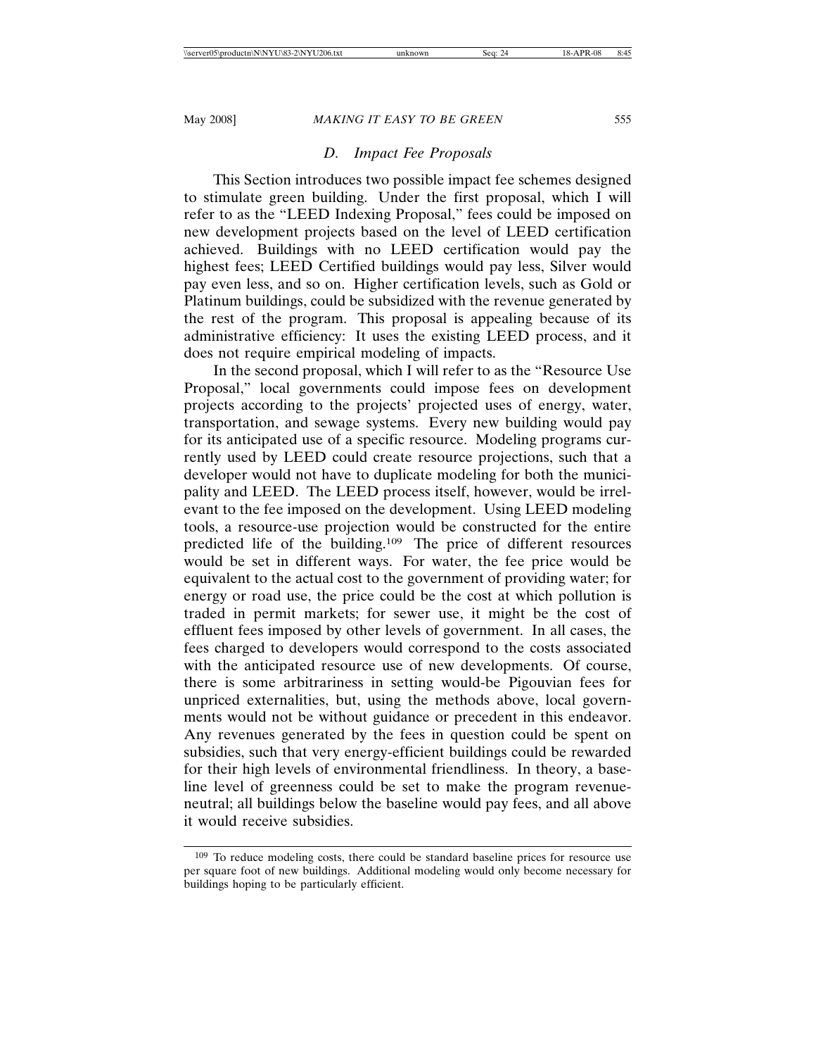### D. *Impact Fee Proposals*

This Section introduces two possible impact fee schemes designed to stimulate green building. Under the first proposal, which I will refer to as the "LEED Indexing Proposal," fees could be imposed on new development projects based on the level of LEED certification achieved. Buildings with no LEED certification would pay the highest fees; LEED Certified buildings would pay less, Silver would pay even less, and so on. Higher certification levels, such as Gold or Platinum buildings, could be subsidized with the revenue generated by the rest of the program. This proposal is appealing because of its administrative efficiency: It uses the existing LEED process, and it does not require empirical modeling of impacts.

In the second proposal, which I will refer to as the "Resource Use Proposal," local governments could impose fees on development projects according to the projects' projected uses of energy, water, transportation, and sewage systems. Every new building would pay for its anticipated use of a specific resource. Modeling programs currently used by LEED could create resource projections, such that a developer would not have to duplicate modeling for both the municipality and LEED. The LEED process itself, however, would be irrelevant to the fee imposed on the development. Using LEED modeling tools, a resource-use projection would be constructed for the entire predicted life of the building.[109] The price of different resources would be set in different ways. For water, the fee price would be equivalent to the actual cost to the government of providing water; for energy or road use, the price could be the cost at which pollution is traded in permit markets; for sewer use, it might be the cost of effluent fees imposed by other levels of government. In all cases, the fees charged to developers would correspond to the costs associated with the anticipated resource use of new developments. Of course, there is some arbitrariness in setting would-be Pigouvian fees for unpriced externalities, but, using the methods above, local governments would not be without guidance or precedent in this endeavor. Any revenues generated by the fees in question could be spent on subsidies, such that very energy-efficient buildings could be rewarded for their high levels of environmental friendliness. In theory, a baseline level of greenness could be set to make the program revenue-neutral; all buildings below the baseline would pay fees, and all above it would receive subsidies.

---

[109] To reduce modeling costs, there could be standard baseline prices for resource use per square foot of new buildings. Additional modeling would only become necessary for buildings hoping to be particularly efficient.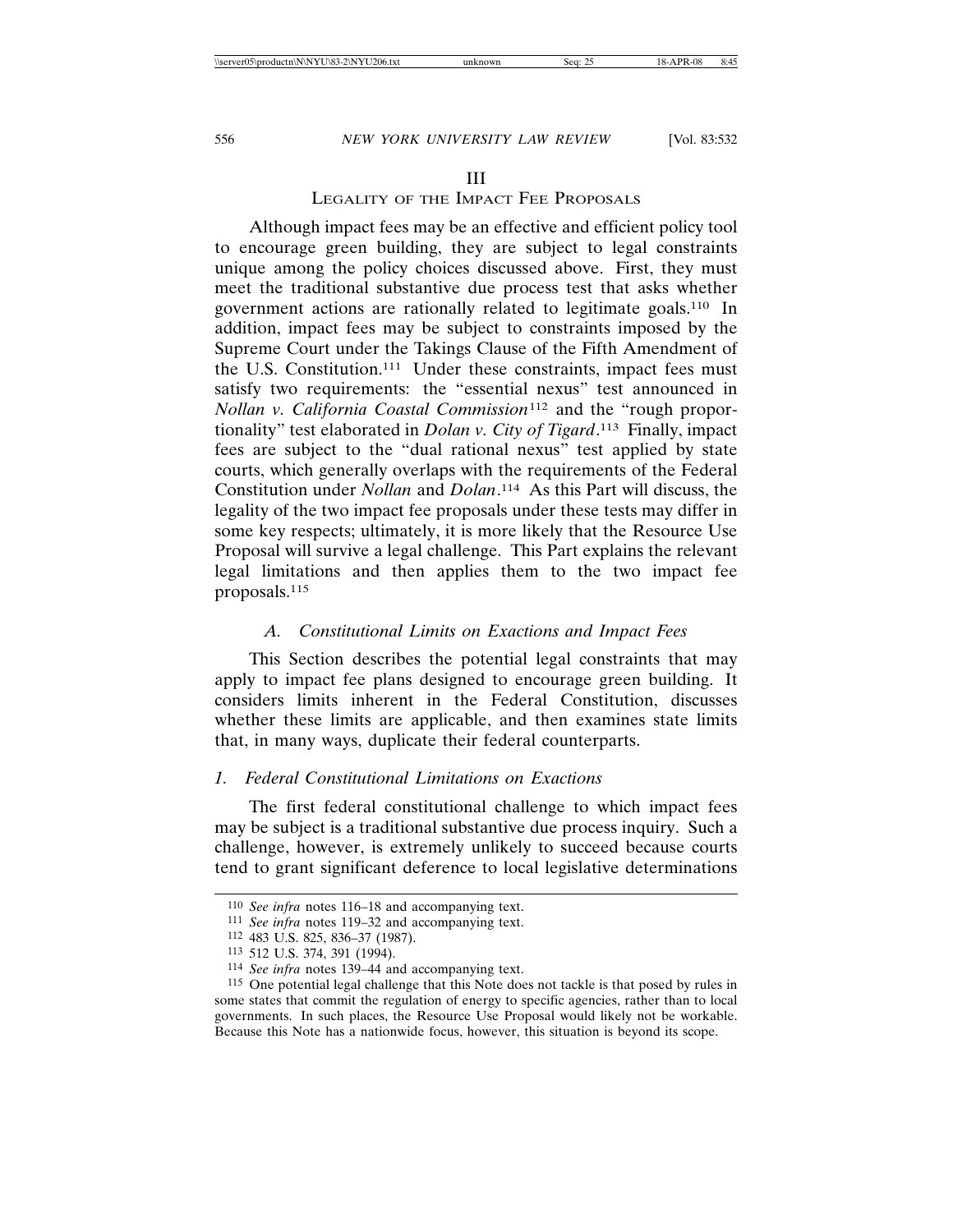## III

## Legality of the Impact Fee Proposals

Although impact fees may be an effective and efficient policy tool to encourage green building, they are subject to legal constraints unique among the policy choices discussed above. First, they must meet the traditional substantive due process test that asks whether government actions are rationally related to legitimate goals.[110] In addition, impact fees may be subject to constraints imposed by the Supreme Court under the Takings Clause of the Fifth Amendment of the U.S. Constitution.[111] Under these constraints, impact fees must satisfy two requirements: the "essential nexus" test announced in *Nollan v. California Coastal Commission*[112] and the "rough proportionality" test elaborated in *Dolan v. City of Tigard*.[113] Finally, impact fees are subject to the "dual rational nexus" test applied by state courts, which generally overlaps with the requirements of the Federal Constitution under *Nollan* and *Dolan*.[114] As this Part will discuss, the legality of the two impact fee proposals under these tests may differ in some key respects; ultimately, it is more likely that the Resource Use Proposal will survive a legal challenge. This Part explains the relevant legal limitations and then applies them to the two impact fee proposals.[115]

### A. *Constitutional Limits on Exactions and Impact Fees*

This Section describes the potential legal constraints that may apply to impact fee plans designed to encourage green building. It considers limits inherent in the Federal Constitution, discusses whether these limits are applicable, and then examines state limits that, in many ways, duplicate their federal counterparts.

#### 1. *Federal Constitutional Limitations on Exactions*

The first federal constitutional challenge to which impact fees may be subject is a traditional substantive due process inquiry. Such a challenge, however, is extremely unlikely to succeed because courts tend to grant significant deference to local legislative determinations

---

110 *See infra* notes 116–18 and accompanying text.

111 *See infra* notes 119–32 and accompanying text.

112 483 U.S. 825, 836–37 (1987).

113 512 U.S. 374, 391 (1994).

114 *See infra* notes 139–44 and accompanying text.

115 One potential legal challenge that this Note does not tackle is that posed by rules in some states that commit the regulation of energy to specific agencies, rather than to local governments. In such places, the Resource Use Proposal would likely not be workable. Because this Note has a nationwide focus, however, this situation is beyond its scope.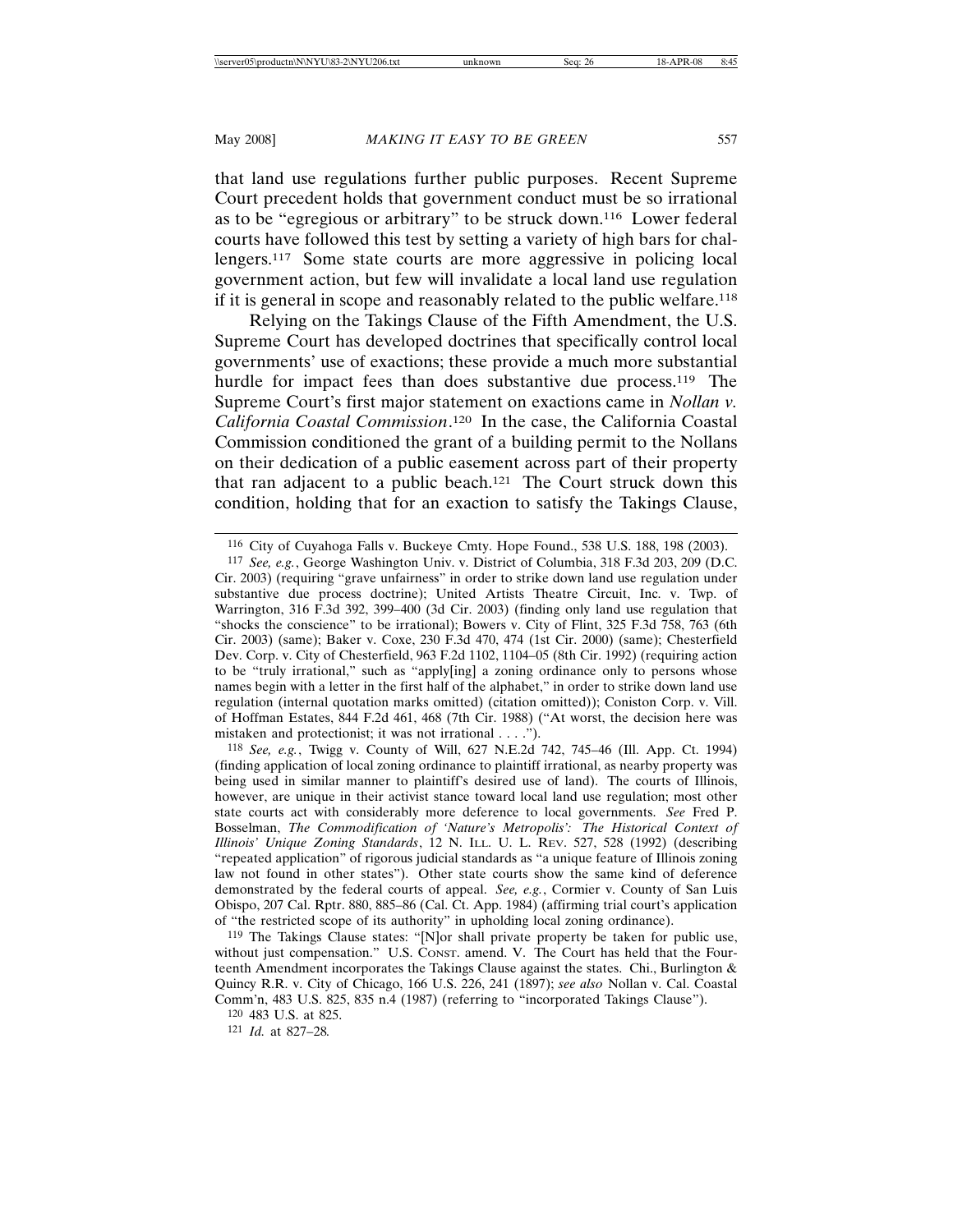that land use regulations further public purposes. Recent Supreme Court precedent holds that government conduct must be so irrational as to be "egregious or arbitrary" to be struck down.[116] Lower federal courts have followed this test by setting a variety of high bars for challengers.[117] Some state courts are more aggressive in policing local government action, but few will invalidate a local land use regulation if it is general in scope and reasonably related to the public welfare.[118]

Relying on the Takings Clause of the Fifth Amendment, the U.S. Supreme Court has developed doctrines that specifically control local governments' use of exactions; these provide a much more substantial hurdle for impact fees than does substantive due process.[119] The Supreme Court's first major statement on exactions came in *Nollan v. California Coastal Commission*.[120] In the case, the California Coastal Commission conditioned the grant of a building permit to the Nollans on their dedication of a public easement across part of their property that ran adjacent to a public beach.[121] The Court struck down this condition, holding that for an exaction to satisfy the Takings Clause,

---

[116] City of Cuyahoga Falls v. Buckeye Cmty. Hope Found., 538 U.S. 188, 198 (2003).

[117] *See, e.g.*, George Washington Univ. v. District of Columbia, 318 F.3d 203, 209 (D.C. Cir. 2003) (requiring "grave unfairness" in order to strike down land use regulation under substantive due process doctrine); United Artists Theatre Circuit, Inc. v. Twp. of Warrington, 316 F.3d 392, 399–400 (3d Cir. 2003) (finding only land use regulation that "shocks the conscience" to be irrational); Bowers v. City of Flint, 325 F.3d 758, 763 (6th Cir. 2003) (same); Baker v. Coxe, 230 F.3d 470, 474 (1st Cir. 2000) (same); Chesterfield Dev. Corp. v. City of Chesterfield, 963 F.2d 1102, 1104–05 (8th Cir. 1992) (requiring action to be "truly irrational," such as "apply[ing] a zoning ordinance only to persons whose names begin with a letter in the first half of the alphabet," in order to strike down land use regulation (internal quotation marks omitted) (citation omitted)); Coniston Corp. v. Vill. of Hoffman Estates, 844 F.2d 461, 468 (7th Cir. 1988) ("At worst, the decision here was mistaken and protectionist; it was not irrational . . . .").

[118] *See, e.g.*, Twigg v. County of Will, 627 N.E.2d 742, 745–46 (Ill. App. Ct. 1994) (finding application of local zoning ordinance to plaintiff irrational, as nearby property was being used in similar manner to plaintiff's desired use of land). The courts of Illinois, however, are unique in their activist stance toward local land use regulation; most other state courts act with considerably more deference to local governments. *See* Fred P. Bosselman, *The Commodification of 'Nature's Metropolis': The Historical Context of Illinois' Unique Zoning Standards*, 12 N. ILL. U. L. REV. 527, 528 (1992) (describing "repeated application" of rigorous judicial standards as "a unique feature of Illinois zoning law not found in other states"). Other state courts show the same kind of deference demonstrated by the federal courts of appeal. *See, e.g.*, Cormier v. County of San Luis Obispo, 207 Cal. Rptr. 880, 885–86 (Cal. Ct. App. 1984) (affirming trial court's application of "the restricted scope of its authority" in upholding local zoning ordinance).

[119] The Takings Clause states: "[N]or shall private property be taken for public use, without just compensation." U.S. CONST. amend. V. The Court has held that the Fourteenth Amendment incorporates the Takings Clause against the states. Chi., Burlington & Quincy R.R. v. City of Chicago, 166 U.S. 226, 241 (1897); *see also* Nollan v. Cal. Coastal Comm'n, 483 U.S. 825, 835 n.4 (1987) (referring to "incorporated Takings Clause").

[120] 483 U.S. at 825.

[121] *Id.* at 827–28.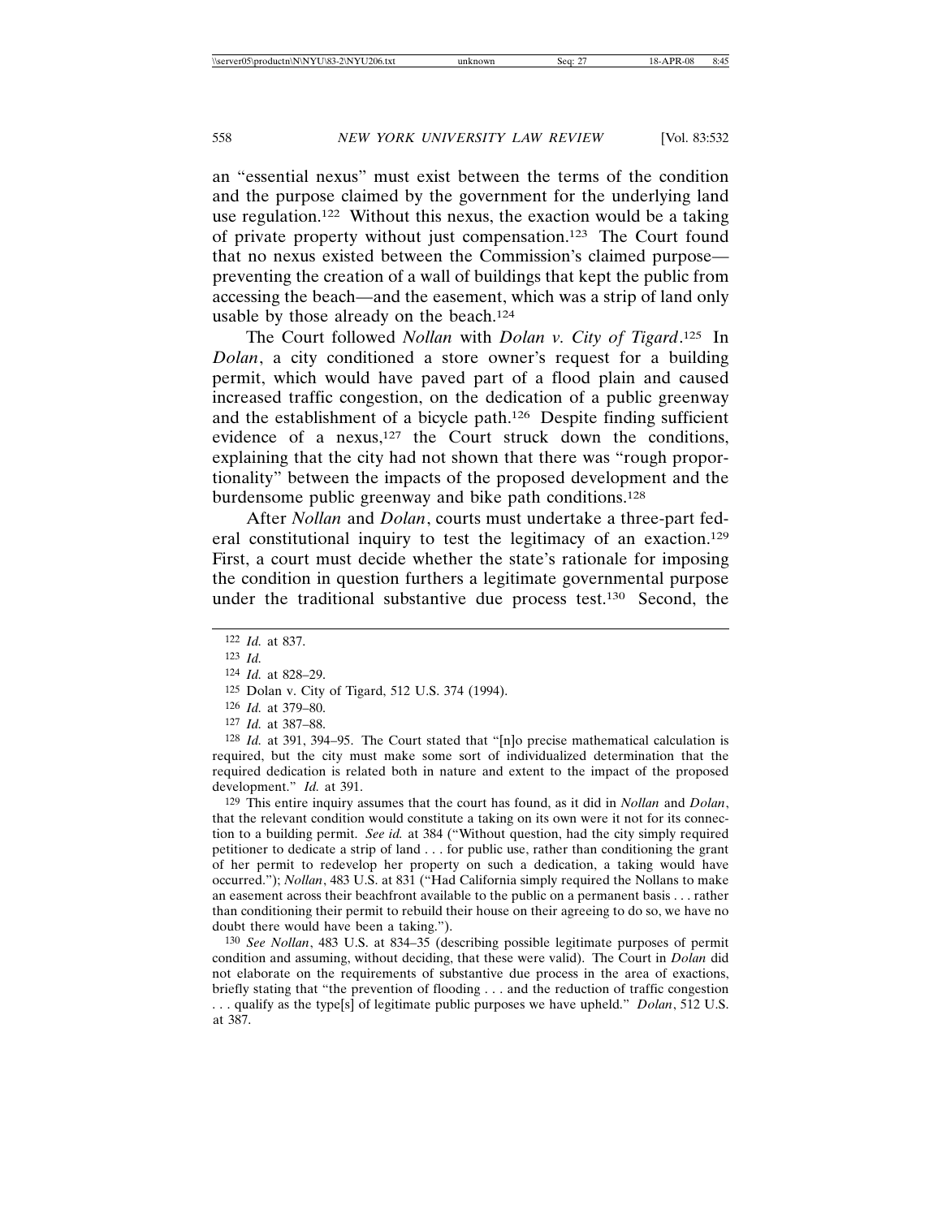an "essential nexus" must exist between the terms of the condition and the purpose claimed by the government for the underlying land use regulation.[122] Without this nexus, the exaction would be a taking of private property without just compensation.[123] The Court found that no nexus existed between the Commission's claimed purpose—preventing the creation of a wall of buildings that kept the public from accessing the beach—and the easement, which was a strip of land only usable by those already on the beach.[124]

The Court followed *Nollan* with *Dolan v. City of Tigard*.[125] In *Dolan*, a city conditioned a store owner's request for a building permit, which would have paved part of a flood plain and caused increased traffic congestion, on the dedication of a public greenway and the establishment of a bicycle path.[126] Despite finding sufficient evidence of a nexus,[127] the Court struck down the conditions, explaining that the city had not shown that there was "rough proportionality" between the impacts of the proposed development and the burdensome public greenway and bike path conditions.[128]

After *Nollan* and *Dolan*, courts must undertake a three-part federal constitutional inquiry to test the legitimacy of an exaction.[129] First, a court must decide whether the state's rationale for imposing the condition in question furthers a legitimate governmental purpose under the traditional substantive due process test.[130] Second, the

---

[122] *Id.* at 837.

[123] *Id.*

[124] *Id.* at 828–29.

[125] Dolan v. City of Tigard, 512 U.S. 374 (1994).

[126] *Id.* at 379–80.

[127] *Id.* at 387–88.

[128] *Id.* at 391, 394–95. The Court stated that "[n]o precise mathematical calculation is required, but the city must make some sort of individualized determination that the required dedication is related both in nature and extent to the impact of the proposed development." *Id.* at 391.

[129] This entire inquiry assumes that the court has found, as it did in *Nollan* and *Dolan*, that the relevant condition would constitute a taking on its own were it not for its connection to a building permit. *See id.* at 384 ("Without question, had the city simply required petitioner to dedicate a strip of land . . . for public use, rather than conditioning the grant of her permit to redevelop her property on such a dedication, a taking would have occurred."); *Nollan*, 483 U.S. at 831 ("Had California simply required the Nollans to make an easement across their beachfront available to the public on a permanent basis . . . rather than conditioning their permit to rebuild their house on their agreeing to do so, we have no doubt there would have been a taking.").

[130] *See Nollan*, 483 U.S. at 834–35 (describing possible legitimate purposes of permit condition and assuming, without deciding, that these were valid). The Court in *Dolan* did not elaborate on the requirements of substantive due process in the area of exactions, briefly stating that "the prevention of flooding . . . and the reduction of traffic congestion . . . qualify as the type[s] of legitimate public purposes we have upheld." *Dolan*, 512 U.S. at 387.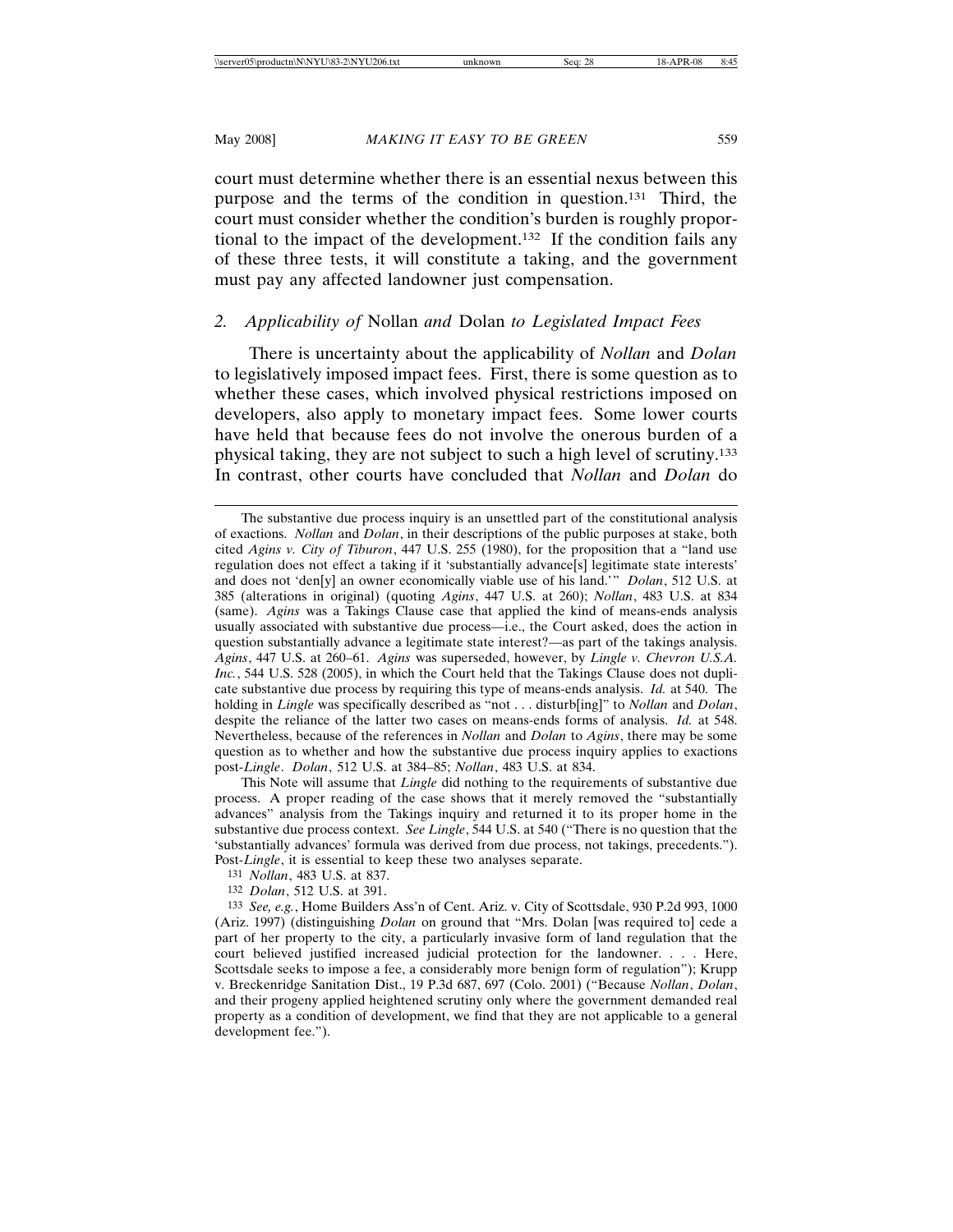court must determine whether there is an essential nexus between this purpose and the terms of the condition in question.[131] Third, the court must consider whether the condition's burden is roughly proportional to the impact of the development.[132] If the condition fails any of these three tests, it will constitute a taking, and the government must pay any affected landowner just compensation.

### 2. *Applicability of* Nollan *and* Dolan *to Legislated Impact Fees*

There is uncertainty about the applicability of *Nollan* and *Dolan* to legislatively imposed impact fees. First, there is some question as to whether these cases, which involved physical restrictions imposed on developers, also apply to monetary impact fees. Some lower courts have held that because fees do not involve the onerous burden of a physical taking, they are not subject to such a high level of scrutiny.[133] In contrast, other courts have concluded that *Nollan* and *Dolan* do

---

The substantive due process inquiry is an unsettled part of the constitutional analysis of exactions. *Nollan* and *Dolan*, in their descriptions of the public purposes at stake, both cited *Agins v. City of Tiburon*, 447 U.S. 255 (1980), for the proposition that a "land use regulation does not effect a taking if it 'substantially advance[s] legitimate state interests' and does not 'den[y] an owner economically viable use of his land.'" *Dolan*, 512 U.S. at 385 (alterations in original) (quoting *Agins*, 447 U.S. at 260); *Nollan*, 483 U.S. at 834 (same). *Agins* was a Takings Clause case that applied the kind of means-ends analysis usually associated with substantive due process—i.e., the Court asked, does the action in question substantially advance a legitimate state interest?—as part of the takings analysis. *Agins*, 447 U.S. at 260–61. *Agins* was superseded, however, by *Lingle v. Chevron U.S.A. Inc.*, 544 U.S. 528 (2005), in which the Court held that the Takings Clause does not duplicate substantive due process by requiring this type of means-ends analysis. *Id.* at 540. The holding in *Lingle* was specifically described as "not . . . disturb[ing]" to *Nollan* and *Dolan*, despite the reliance of the latter two cases on means-ends forms of analysis. *Id.* at 548. Nevertheless, because of the references in *Nollan* and *Dolan* to *Agins*, there may be some question as to whether and how the substantive due process inquiry applies to exactions post-*Lingle*. *Dolan*, 512 U.S. at 384–85; *Nollan*, 483 U.S. at 834.

This Note will assume that *Lingle* did nothing to the requirements of substantive due process. A proper reading of the case shows that it merely removed the "substantially advances" analysis from the Takings inquiry and returned it to its proper home in the substantive due process context. *See Lingle*, 544 U.S. at 540 ("There is no question that the 'substantially advances' formula was derived from due process, not takings, precedents."). Post-*Lingle*, it is essential to keep these two analyses separate.

[131] *Nollan*, 483 U.S. at 837.

[132] *Dolan*, 512 U.S. at 391.

[133] *See, e.g.*, Home Builders Ass'n of Cent. Ariz. v. City of Scottsdale, 930 P.2d 993, 1000 (Ariz. 1997) (distinguishing *Dolan* on ground that "Mrs. Dolan [was required to] cede a part of her property to the city, a particularly invasive form of land regulation that the court believed justified increased judicial protection for the landowner. . . . Here, Scottsdale seeks to impose a fee, a considerably more benign form of regulation"); Krupp v. Breckenridge Sanitation Dist., 19 P.3d 687, 697 (Colo. 2001) ("Because *Nollan*, *Dolan*, and their progeny applied heightened scrutiny only where the government demanded real property as a condition of development, we find that they are not applicable to a general development fee.").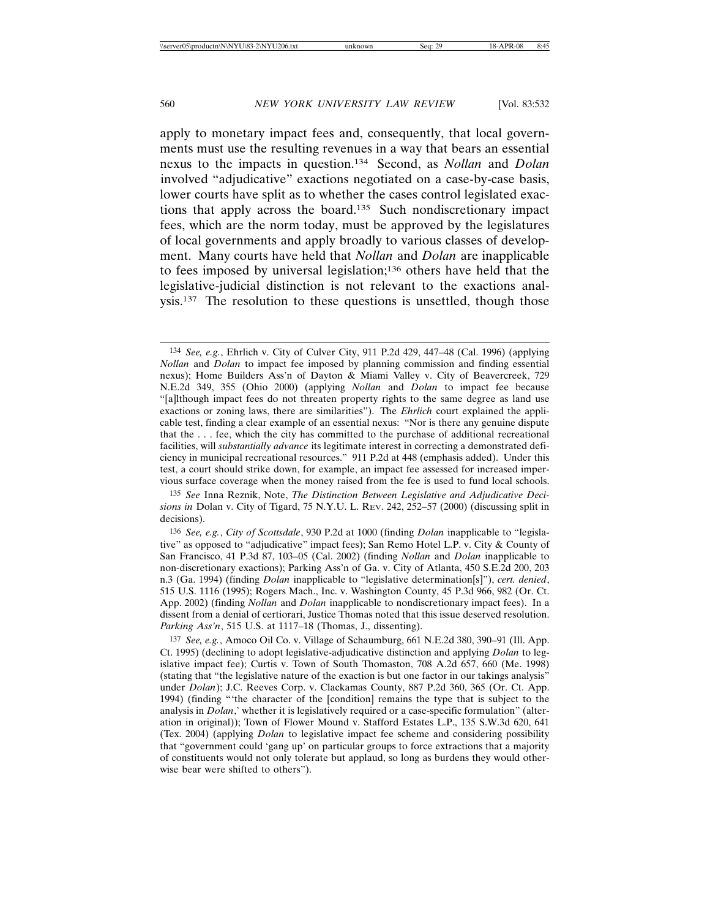apply to monetary impact fees and, consequently, that local governments must use the resulting revenues in a way that bears an essential nexus to the impacts in question.[134] Second, as *Nollan* and *Dolan* involved "adjudicative" exactions negotiated on a case-by-case basis, lower courts have split as to whether the cases control legislated exactions that apply across the board.[135] Such nondiscretionary impact fees, which are the norm today, must be approved by the legislatures of local governments and apply broadly to various classes of development. Many courts have held that *Nollan* and *Dolan* are inapplicable to fees imposed by universal legislation;[136] others have held that the legislative-judicial distinction is not relevant to the exactions analysis.[137] The resolution to these questions is unsettled, though those

---

[134] *See, e.g.*, Ehrlich v. City of Culver City, 911 P.2d 429, 447–48 (Cal. 1996) (applying *Nollan* and *Dolan* to impact fee imposed by planning commission and finding essential nexus); Home Builders Ass'n of Dayton & Miami Valley v. City of Beavercreek, 729 N.E.2d 349, 355 (Ohio 2000) (applying *Nollan* and *Dolan* to impact fee because "[a]lthough impact fees do not threaten property rights to the same degree as land use exactions or zoning laws, there are similarities"). The *Ehrlich* court explained the applicable test, finding a clear example of an essential nexus: "Nor is there any genuine dispute that the . . . fee, which the city has committed to the purchase of additional recreational facilities, will *substantially advance* its legitimate interest in correcting a demonstrated deficiency in municipal recreational resources." 911 P.2d at 448 (emphasis added). Under this test, a court should strike down, for example, an impact fee assessed for increased impervious surface coverage when the money raised from the fee is used to fund local schools.

[135] *See* Inna Reznik, Note, *The Distinction Between Legislative and Adjudicative Decisions in* Dolan v. City of Tigard, 75 N.Y.U. L. REV. 242, 252–57 (2000) (discussing split in decisions).

[136] *See, e.g.*, *City of Scottsdale*, 930 P.2d at 1000 (finding *Dolan* inapplicable to "legislative" as opposed to "adjudicative" impact fees); San Remo Hotel L.P. v. City & County of San Francisco, 41 P.3d 87, 103–05 (Cal. 2002) (finding *Nollan* and *Dolan* inapplicable to non-discretionary exactions); Parking Ass'n of Ga. v. City of Atlanta, 450 S.E.2d 200, 203 n.3 (Ga. 1994) (finding *Dolan* inapplicable to "legislative determination[s]"), *cert. denied*, 515 U.S. 1116 (1995); Rogers Mach., Inc. v. Washington County, 45 P.3d 966, 982 (Or. Ct. App. 2002) (finding *Nollan* and *Dolan* inapplicable to nondiscretionary impact fees). In a dissent from a denial of certiorari, Justice Thomas noted that this issue deserved resolution. *Parking Ass'n*, 515 U.S. at 1117–18 (Thomas, J., dissenting).

[137] *See, e.g.*, Amoco Oil Co. v. Village of Schaumburg, 661 N.E.2d 380, 390–91 (Ill. App. Ct. 1995) (declining to adopt legislative-adjudicative distinction and applying *Dolan* to legislative impact fee); Curtis v. Town of South Thomaston, 708 A.2d 657, 660 (Me. 1998) (stating that "the legislative nature of the exaction is but one factor in our takings analysis" under *Dolan*); J.C. Reeves Corp. v. Clackamas County, 887 P.2d 360, 365 (Or. Ct. App. 1994) (finding "'the character of the [condition] remains the type that is subject to the analysis in *Dolan*,' whether it is legislatively required or a case-specific formulation" (alteration in original)); Town of Flower Mound v. Stafford Estates L.P., 135 S.W.3d 620, 641 (Tex. 2004) (applying *Dolan* to legislative impact fee scheme and considering possibility that "government could 'gang up' on particular groups to force extractions that a majority of constituents would not only tolerate but applaud, so long as burdens they would otherwise bear were shifted to others").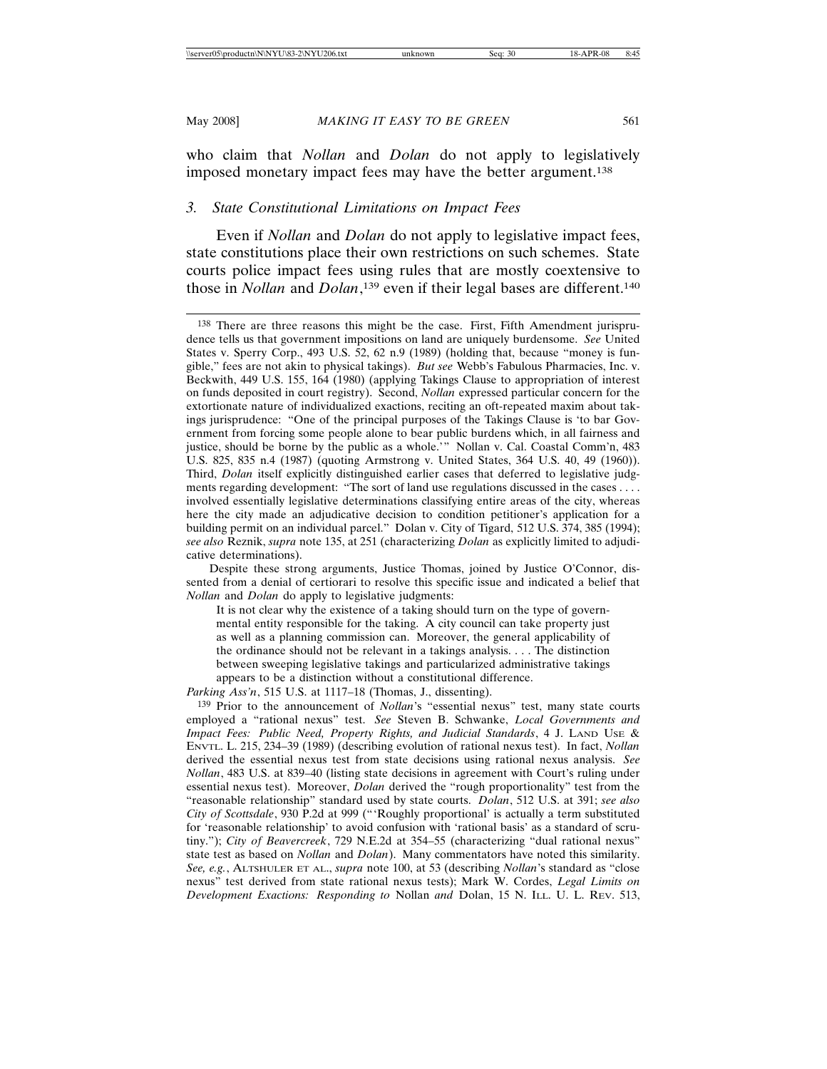who claim that *Nollan* and *Dolan* do not apply to legislatively imposed monetary impact fees may have the better argument.[138]

### *3. State Constitutional Limitations on Impact Fees*

Even if *Nollan* and *Dolan* do not apply to legislative impact fees, state constitutions place their own restrictions on such schemes. State courts police impact fees using rules that are mostly coextensive to those in *Nollan* and *Dolan*,[139] even if their legal bases are different.[140]

---

[138] There are three reasons this might be the case. First, Fifth Amendment jurisprudence tells us that government impositions on land are uniquely burdensome. *See* United States v. Sperry Corp., 493 U.S. 52, 62 n.9 (1989) (holding that, because "money is fungible," fees are not akin to physical takings). *But see* Webb's Fabulous Pharmacies, Inc. v. Beckwith, 449 U.S. 155, 164 (1980) (applying Takings Clause to appropriation of interest on funds deposited in court registry). Second, *Nollan* expressed particular concern for the extortionate nature of individualized exactions, reciting an oft-repeated maxim about takings jurisprudence: "One of the principal purposes of the Takings Clause is 'to bar Government from forcing some people alone to bear public burdens which, in all fairness and justice, should be borne by the public as a whole.'" Nollan v. Cal. Coastal Comm'n, 483 U.S. 825, 835 n.4 (1987) (quoting Armstrong v. United States, 364 U.S. 40, 49 (1960)). Third, *Dolan* itself explicitly distinguished earlier cases that deferred to legislative judgments regarding development: "The sort of land use regulations discussed in the cases . . . . involved essentially legislative determinations classifying entire areas of the city, whereas here the city made an adjudicative decision to condition petitioner's application for a building permit on an individual parcel." Dolan v. City of Tigard, 512 U.S. 374, 385 (1994); *see also* Reznik, *supra* note 135, at 251 (characterizing *Dolan* as explicitly limited to adjudicative determinations).

Despite these strong arguments, Justice Thomas, joined by Justice O'Connor, dissented from a denial of certiorari to resolve this specific issue and indicated a belief that *Nollan* and *Dolan* do apply to legislative judgments:

> It is not clear why the existence of a taking should turn on the type of governmental entity responsible for the taking. A city council can take property just as well as a planning commission can. Moreover, the general applicability of the ordinance should not be relevant in a takings analysis. . . . The distinction between sweeping legislative takings and particularized administrative takings appears to be a distinction without a constitutional difference.

*Parking Ass'n*, 515 U.S. at 1117–18 (Thomas, J., dissenting).

[139] Prior to the announcement of *Nollan*'s "essential nexus" test, many state courts employed a "rational nexus" test. *See* Steven B. Schwanke, *Local Governments and Impact Fees: Public Need, Property Rights, and Judicial Standards*, 4 J. LAND USE & ENVTL. L. 215, 234–39 (1989) (describing evolution of rational nexus test). In fact, *Nollan* derived the essential nexus test from state decisions using rational nexus analysis. *See Nollan*, 483 U.S. at 839–40 (listing state decisions in agreement with Court's ruling under essential nexus test). Moreover, *Dolan* derived the "rough proportionality" test from the "reasonable relationship" standard used by state courts. *Dolan*, 512 U.S. at 391; *see also City of Scottsdale*, 930 P.2d at 999 ("'Roughly proportional' is actually a term substituted for 'reasonable relationship' to avoid confusion with 'rational basis' as a standard of scrutiny."); *City of Beavercreek*, 729 N.E.2d at 354–55 (characterizing "dual rational nexus" state test as based on *Nollan* and *Dolan*). Many commentators have noted this similarity. *See, e.g.*, ALTSHULER ET AL., *supra* note 100, at 53 (describing *Nollan*'s standard as "close nexus" test derived from state rational nexus tests); Mark W. Cordes, *Legal Limits on Development Exactions: Responding to* Nollan *and* Dolan, 15 N. ILL. U. L. REV. 513,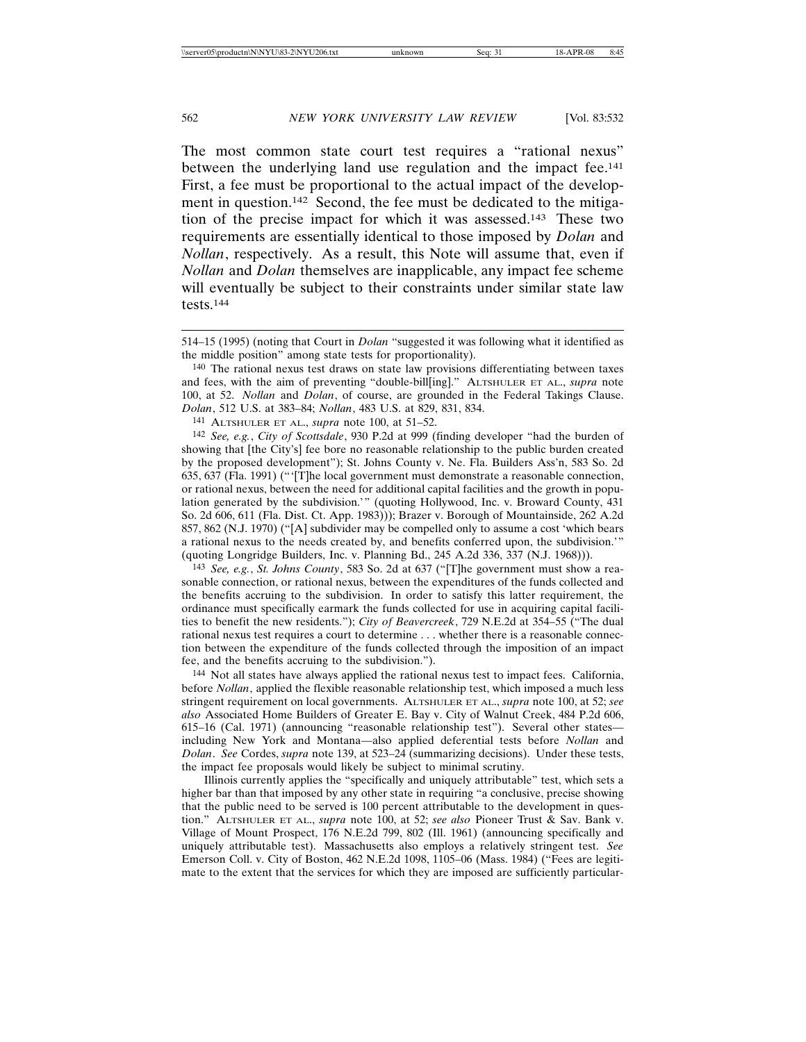The most common state court test requires a "rational nexus" between the underlying land use regulation and the impact fee.[141] First, a fee must be proportional to the actual impact of the development in question.[142] Second, the fee must be dedicated to the mitigation of the precise impact for which it was assessed.[143] These two requirements are essentially identical to those imposed by *Dolan* and *Nollan*, respectively. As a result, this Note will assume that, even if *Nollan* and *Dolan* themselves are inapplicable, any impact fee scheme will eventually be subject to their constraints under similar state law tests.[144]

---

514–15 (1995) (noting that Court in *Dolan* "suggested it was following what it identified as the middle position" among state tests for proportionality).

[140] The rational nexus test draws on state law provisions differentiating between taxes and fees, with the aim of preventing "double-bill[ing]." ALTSHULER ET AL., *supra* note 100, at 52. *Nollan* and *Dolan*, of course, are grounded in the Federal Takings Clause. *Dolan*, 512 U.S. at 383–84; *Nollan*, 483 U.S. at 829, 831, 834.

[141] ALTSHULER ET AL., *supra* note 100, at 51–52.

[142] *See, e.g.*, *City of Scottsdale*, 930 P.2d at 999 (finding developer "had the burden of showing that [the City's] fee bore no reasonable relationship to the public burden created by the proposed development"); St. Johns County v. Ne. Fla. Builders Ass'n, 583 So. 2d 635, 637 (Fla. 1991) ("'[T]he local government must demonstrate a reasonable connection, or rational nexus, between the need for additional capital facilities and the growth in population generated by the subdivision.'" (quoting Hollywood, Inc. v. Broward County, 431 So. 2d 606, 611 (Fla. Dist. Ct. App. 1983))); Brazer v. Borough of Mountainside, 262 A.2d 857, 862 (N.J. 1970) ("[A] subdivider may be compelled only to assume a cost 'which bears a rational nexus to the needs created by, and benefits conferred upon, the subdivision.'" (quoting Longridge Builders, Inc. v. Planning Bd., 245 A.2d 336, 337 (N.J. 1968))).

[143] *See, e.g.*, *St. Johns County*, 583 So. 2d at 637 ("[T]he government must show a reasonable connection, or rational nexus, between the expenditures of the funds collected and the benefits accruing to the subdivision. In order to satisfy this latter requirement, the ordinance must specifically earmark the funds collected for use in acquiring capital facilities to benefit the new residents."); *City of Beavercreek*, 729 N.E.2d at 354–55 ("The dual rational nexus test requires a court to determine . . . whether there is a reasonable connection between the expenditure of the funds collected through the imposition of an impact fee, and the benefits accruing to the subdivision.").

[144] Not all states have always applied the rational nexus test to impact fees. California, before *Nollan*, applied the flexible reasonable relationship test, which imposed a much less stringent requirement on local governments. ALTSHULER ET AL., *supra* note 100, at 52; *see also* Associated Home Builders of Greater E. Bay v. City of Walnut Creek, 484 P.2d 606, 615–16 (Cal. 1971) (announcing "reasonable relationship test"). Several other states—including New York and Montana—also applied deferential tests before *Nollan* and *Dolan*. *See* Cordes, *supra* note 139, at 523–24 (summarizing decisions). Under these tests, the impact fee proposals would likely be subject to minimal scrutiny.

Illinois currently applies the "specifically and uniquely attributable" test, which sets a higher bar than that imposed by any other state in requiring "a conclusive, precise showing that the public need to be served is 100 percent attributable to the development in question." ALTSHULER ET AL., *supra* note 100, at 52; *see also* Pioneer Trust & Sav. Bank v. Village of Mount Prospect, 176 N.E.2d 799, 802 (Ill. 1961) (announcing specifically and uniquely attributable test). Massachusetts also employs a relatively stringent test. *See* Emerson Coll. v. City of Boston, 462 N.E.2d 1098, 1105–06 (Mass. 1984) ("Fees are legitimate to the extent that the services for which they are imposed are sufficiently particular-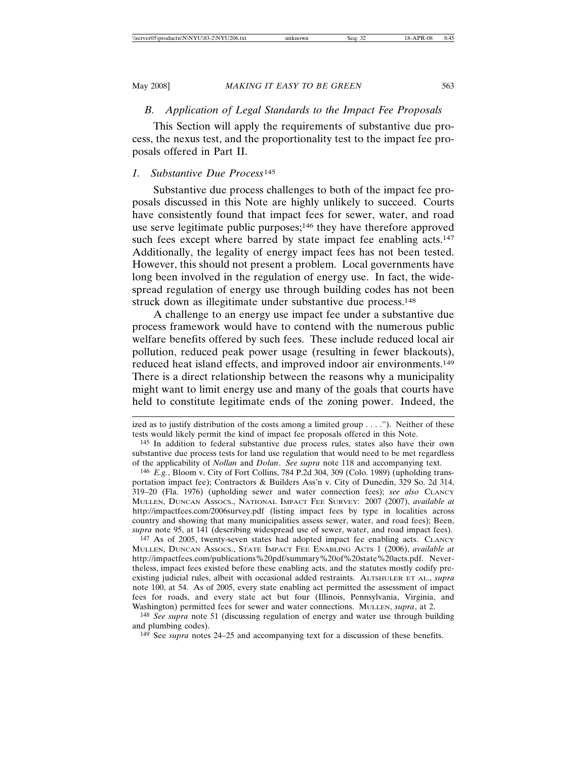### B. *Application of Legal Standards to the Impact Fee Proposals*

This Section will apply the requirements of substantive due process, the nexus test, and the proportionality test to the impact fee proposals offered in Part II.

#### 1. *Substantive Due Process*[145]

Substantive due process challenges to both of the impact fee proposals discussed in this Note are highly unlikely to succeed. Courts have consistently found that impact fees for sewer, water, and road use serve legitimate public purposes;[146] they have therefore approved such fees except where barred by state impact fee enabling acts.[147] Additionally, the legality of energy impact fees has not been tested. However, this should not present a problem. Local governments have long been involved in the regulation of energy use. In fact, the widespread regulation of energy use through building codes has not been struck down as illegitimate under substantive due process.[148]

A challenge to an energy use impact fee under a substantive due process framework would have to contend with the numerous public welfare benefits offered by such fees. These include reduced local air pollution, reduced peak power usage (resulting in fewer blackouts), reduced heat island effects, and improved indoor air environments.[149] There is a direct relationship between the reasons why a municipality might want to limit energy use and many of the goals that courts have held to constitute legitimate ends of the zoning power. Indeed, the

---

ized as to justify distribution of the costs among a limited group . . . ."). Neither of these tests would likely permit the kind of impact fee proposals offered in this Note.

145 In addition to federal substantive due process rules, states also have their own substantive due process tests for land use regulation that would need to be met regardless of the applicability of *Nollan* and *Dolan*. *See supra* note 118 and accompanying text.

146 *E.g.*, Bloom v. City of Fort Collins, 784 P.2d 304, 309 (Colo. 1989) (upholding transportation impact fee); Contractors & Builders Ass'n v. City of Dunedin, 329 So. 2d 314, 319–20 (Fla. 1976) (upholding sewer and water connection fees); *see also* CLANCY MULLEN, DUNCAN ASSOCS., NATIONAL IMPACT FEE SURVEY: 2007 (2007), *available at* http://impactfees.com/2006survey.pdf (listing impact fees by type in localities across country and showing that many municipalities assess sewer, water, and road fees); Been, *supra* note 95, at 141 (describing widespread use of sewer, water, and road impact fees).

147 As of 2005, twenty-seven states had adopted impact fee enabling acts. CLANCY MULLEN, DUNCAN ASSOCS., STATE IMPACT FEE ENABLING ACTS 1 (2006), *available at* http://impactfees.com/publications%20pdf/summary%20of%20state%20acts.pdf. Nevertheless, impact fees existed before these enabling acts, and the statutes mostly codify preexisting judicial rules, albeit with occasional added restraints. ALTSHULER ET AL., *supra* note 100, at 54. As of 2005, every state enabling act permitted the assessment of impact fees for roads, and every state act but four (Illinois, Pennsylvania, Virginia, and Washington) permitted fees for sewer and water connections. MULLEN, *supra*, at 2.

148 *See supra* note 51 (discussing regulation of energy and water use through building and plumbing codes).

149 See *supra* notes 24–25 and accompanying text for a discussion of these benefits.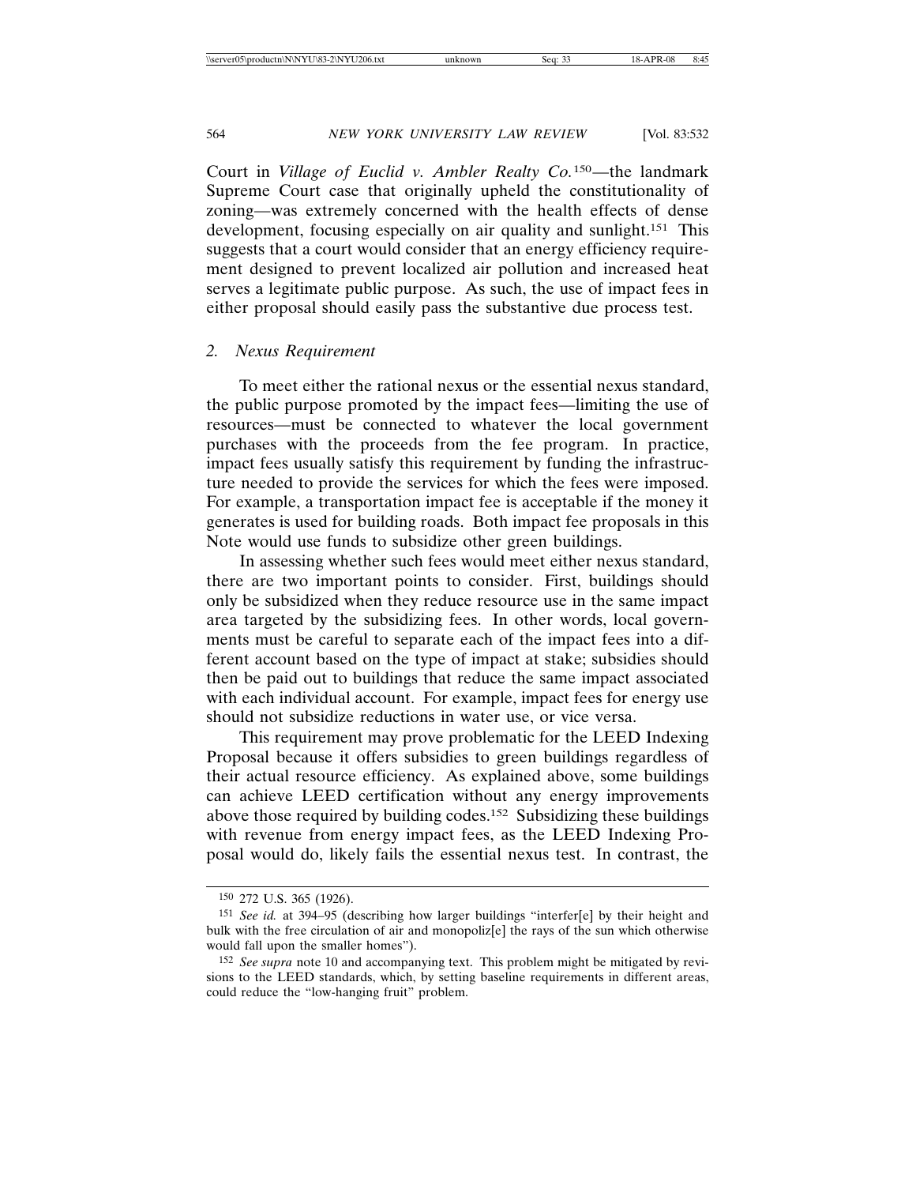Court in *Village of Euclid v. Ambler Realty Co.*[150]—the landmark Supreme Court case that originally upheld the constitutionality of zoning—was extremely concerned with the health effects of dense development, focusing especially on air quality and sunlight.[151] This suggests that a court would consider that an energy efficiency requirement designed to prevent localized air pollution and increased heat serves a legitimate public purpose. As such, the use of impact fees in either proposal should easily pass the substantive due process test.

### 2. *Nexus Requirement*

To meet either the rational nexus or the essential nexus standard, the public purpose promoted by the impact fees—limiting the use of resources—must be connected to whatever the local government purchases with the proceeds from the fee program. In practice, impact fees usually satisfy this requirement by funding the infrastructure needed to provide the services for which the fees were imposed. For example, a transportation impact fee is acceptable if the money it generates is used for building roads. Both impact fee proposals in this Note would use funds to subsidize other green buildings.

In assessing whether such fees would meet either nexus standard, there are two important points to consider. First, buildings should only be subsidized when they reduce resource use in the same impact area targeted by the subsidizing fees. In other words, local governments must be careful to separate each of the impact fees into a different account based on the type of impact at stake; subsidies should then be paid out to buildings that reduce the same impact associated with each individual account. For example, impact fees for energy use should not subsidize reductions in water use, or vice versa.

This requirement may prove problematic for the LEED Indexing Proposal because it offers subsidies to green buildings regardless of their actual resource efficiency. As explained above, some buildings can achieve LEED certification without any energy improvements above those required by building codes.[152] Subsidizing these buildings with revenue from energy impact fees, as the LEED Indexing Proposal would do, likely fails the essential nexus test. In contrast, the

---

[150] 272 U.S. 365 (1926).

[151] *See id.* at 394–95 (describing how larger buildings "interfer[e] by their height and bulk with the free circulation of air and monopoliz[e] the rays of the sun which otherwise would fall upon the smaller homes").

[152] *See supra* note 10 and accompanying text. This problem might be mitigated by revisions to the LEED standards, which, by setting baseline requirements in different areas, could reduce the "low-hanging fruit" problem.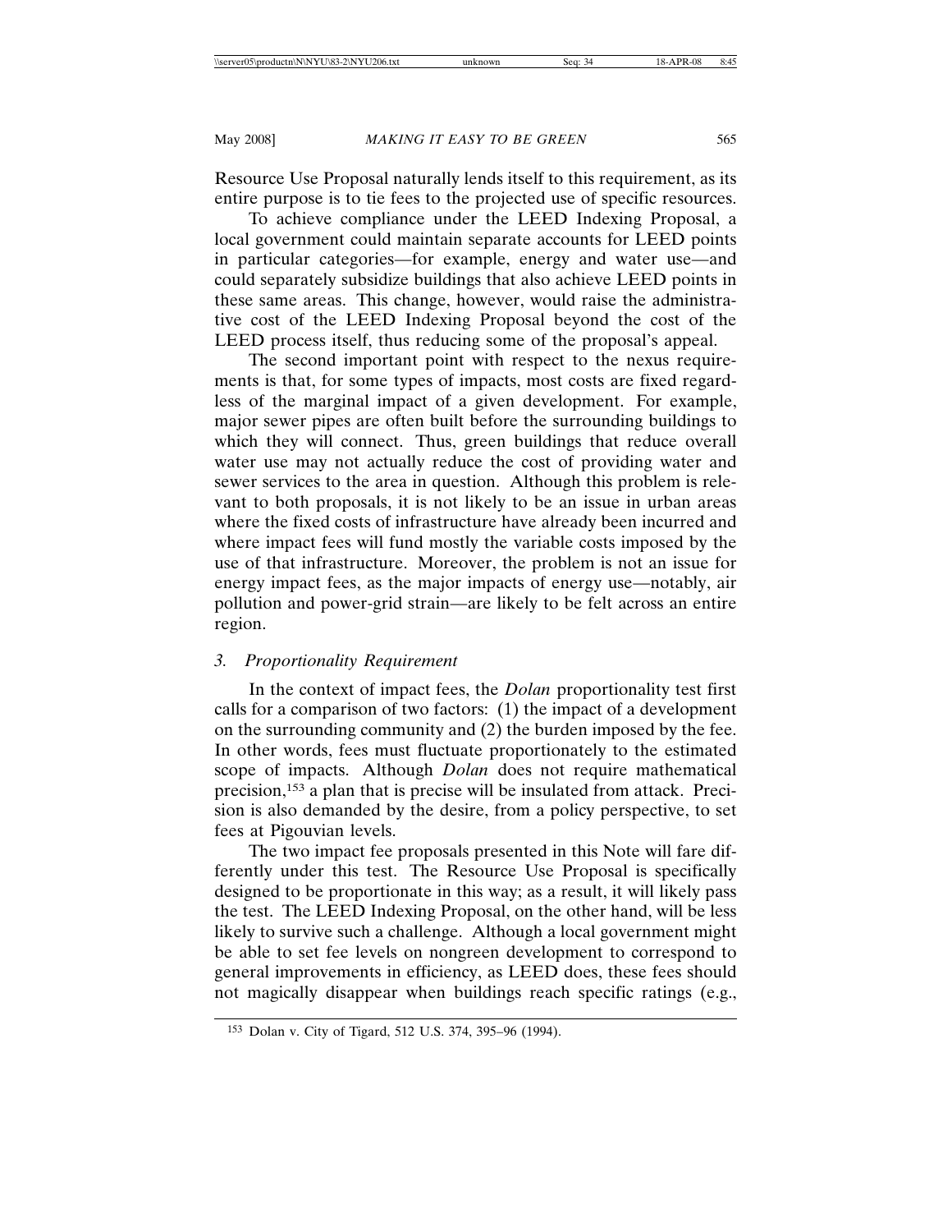Resource Use Proposal naturally lends itself to this requirement, as its entire purpose is to tie fees to the projected use of specific resources.

To achieve compliance under the LEED Indexing Proposal, a local government could maintain separate accounts for LEED points in particular categories—for example, energy and water use—and could separately subsidize buildings that also achieve LEED points in these same areas. This change, however, would raise the administrative cost of the LEED Indexing Proposal beyond the cost of the LEED process itself, thus reducing some of the proposal's appeal.

The second important point with respect to the nexus requirements is that, for some types of impacts, most costs are fixed regardless of the marginal impact of a given development. For example, major sewer pipes are often built before the surrounding buildings to which they will connect. Thus, green buildings that reduce overall water use may not actually reduce the cost of providing water and sewer services to the area in question. Although this problem is relevant to both proposals, it is not likely to be an issue in urban areas where the fixed costs of infrastructure have already been incurred and where impact fees will fund mostly the variable costs imposed by the use of that infrastructure. Moreover, the problem is not an issue for energy impact fees, as the major impacts of energy use—notably, air pollution and power-grid strain—are likely to be felt across an entire region.

### 3. *Proportionality Requirement*

In the context of impact fees, the *Dolan* proportionality test first calls for a comparison of two factors: (1) the impact of a development on the surrounding community and (2) the burden imposed by the fee. In other words, fees must fluctuate proportionately to the estimated scope of impacts. Although *Dolan* does not require mathematical precision,[153] a plan that is precise will be insulated from attack. Precision is also demanded by the desire, from a policy perspective, to set fees at Pigouvian levels.

The two impact fee proposals presented in this Note will fare differently under this test. The Resource Use Proposal is specifically designed to be proportionate in this way; as a result, it will likely pass the test. The LEED Indexing Proposal, on the other hand, will be less likely to survive such a challenge. Although a local government might be able to set fee levels on nongreen development to correspond to general improvements in efficiency, as LEED does, these fees should not magically disappear when buildings reach specific ratings (e.g.,

---

[153] Dolan v. City of Tigard, 512 U.S. 374, 395–96 (1994).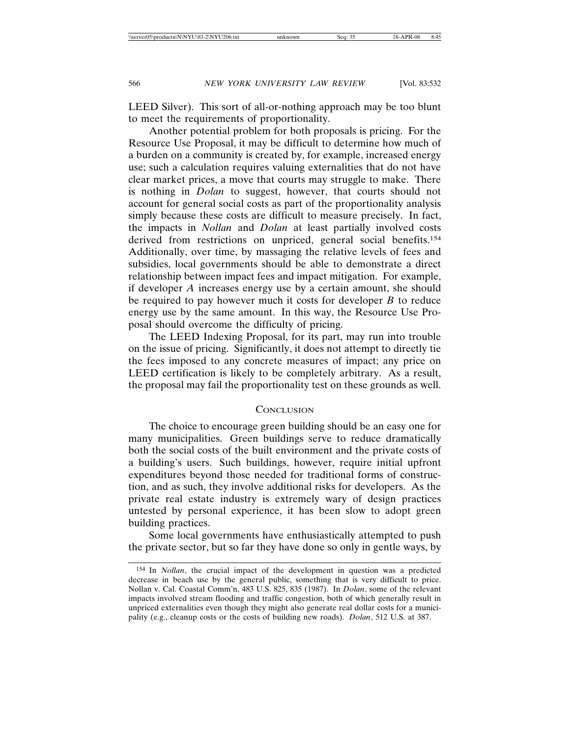LEED Silver). This sort of all-or-nothing approach may be too blunt to meet the requirements of proportionality.

Another potential problem for both proposals is pricing. For the Resource Use Proposal, it may be difficult to determine how much of a burden on a community is created by, for example, increased energy use; such a calculation requires valuing externalities that do not have clear market prices, a move that courts may struggle to make. There is nothing in *Dolan* to suggest, however, that courts should not account for general social costs as part of the proportionality analysis simply because these costs are difficult to measure precisely. In fact, the impacts in *Nollan* and *Dolan* at least partially involved costs derived from restrictions on unpriced, general social benefits.[154] Additionally, over time, by massaging the relative levels of fees and subsidies, local governments should be able to demonstrate a direct relationship between impact fees and impact mitigation. For example, if developer *A* increases energy use by a certain amount, she should be required to pay however much it costs for developer *B* to reduce energy use by the same amount. In this way, the Resource Use Proposal should overcome the difficulty of pricing.

The LEED Indexing Proposal, for its part, may run into trouble on the issue of pricing. Significantly, it does not attempt to directly tie the fees imposed to any concrete measures of impact; any price on LEED certification is likely to be completely arbitrary. As a result, the proposal may fail the proportionality test on these grounds as well.

## Conclusion

The choice to encourage green building should be an easy one for many municipalities. Green buildings serve to reduce dramatically both the social costs of the built environment and the private costs of a building's users. Such buildings, however, require initial upfront expenditures beyond those needed for traditional forms of construction, and as such, they involve additional risks for developers. As the private real estate industry is extremely wary of design practices untested by personal experience, it has been slow to adopt green building practices.

Some local governments have enthusiastically attempted to push the private sector, but so far they have done so only in gentle ways, by

---

[154] In *Nollan*, the crucial impact of the development in question was a predicted decrease in beach use by the general public, something that is very difficult to price. Nollan v. Cal. Coastal Comm'n, 483 U.S. 825, 835 (1987). In *Dolan*, some of the relevant impacts involved stream flooding and traffic congestion, both of which generally result in unpriced externalities even though they might also generate real dollar costs for a municipality (e.g., cleanup costs or the costs of building new roads). *Dolan*, 512 U.S. at 387.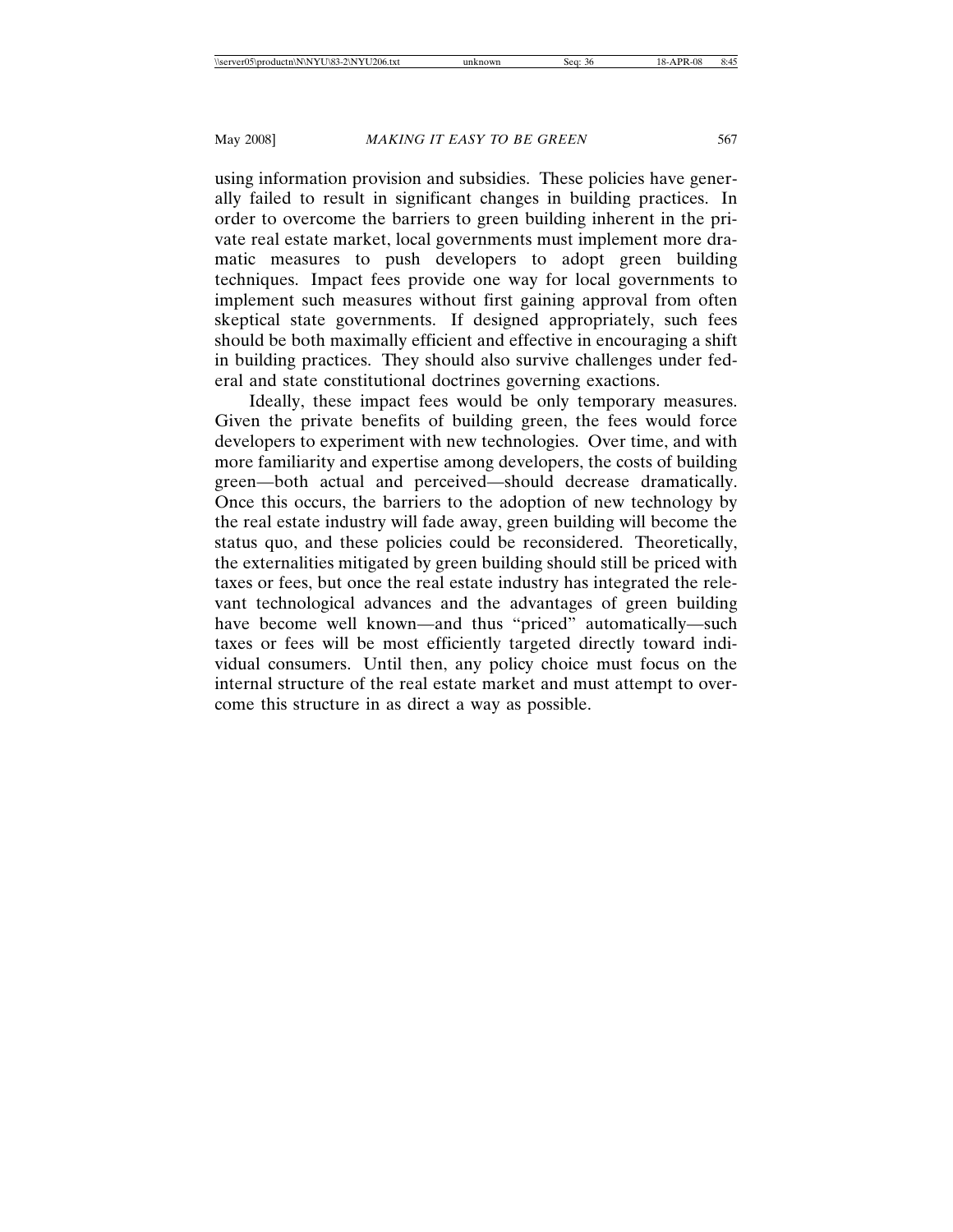using information provision and subsidies. These policies have generally failed to result in significant changes in building practices. In order to overcome the barriers to green building inherent in the private real estate market, local governments must implement more dramatic measures to push developers to adopt green building techniques. Impact fees provide one way for local governments to implement such measures without first gaining approval from often skeptical state governments. If designed appropriately, such fees should be both maximally efficient and effective in encouraging a shift in building practices. They should also survive challenges under federal and state constitutional doctrines governing exactions.

Ideally, these impact fees would be only temporary measures. Given the private benefits of building green, the fees would force developers to experiment with new technologies. Over time, and with more familiarity and expertise among developers, the costs of building green—both actual and perceived—should decrease dramatically. Once this occurs, the barriers to the adoption of new technology by the real estate industry will fade away, green building will become the status quo, and these policies could be reconsidered. Theoretically, the externalities mitigated by green building should still be priced with taxes or fees, but once the real estate industry has integrated the relevant technological advances and the advantages of green building have become well known—and thus "priced" automatically—such taxes or fees will be most efficiently targeted directly toward individual consumers. Until then, any policy choice must focus on the internal structure of the real estate market and must attempt to overcome this structure in as direct a way as possible.